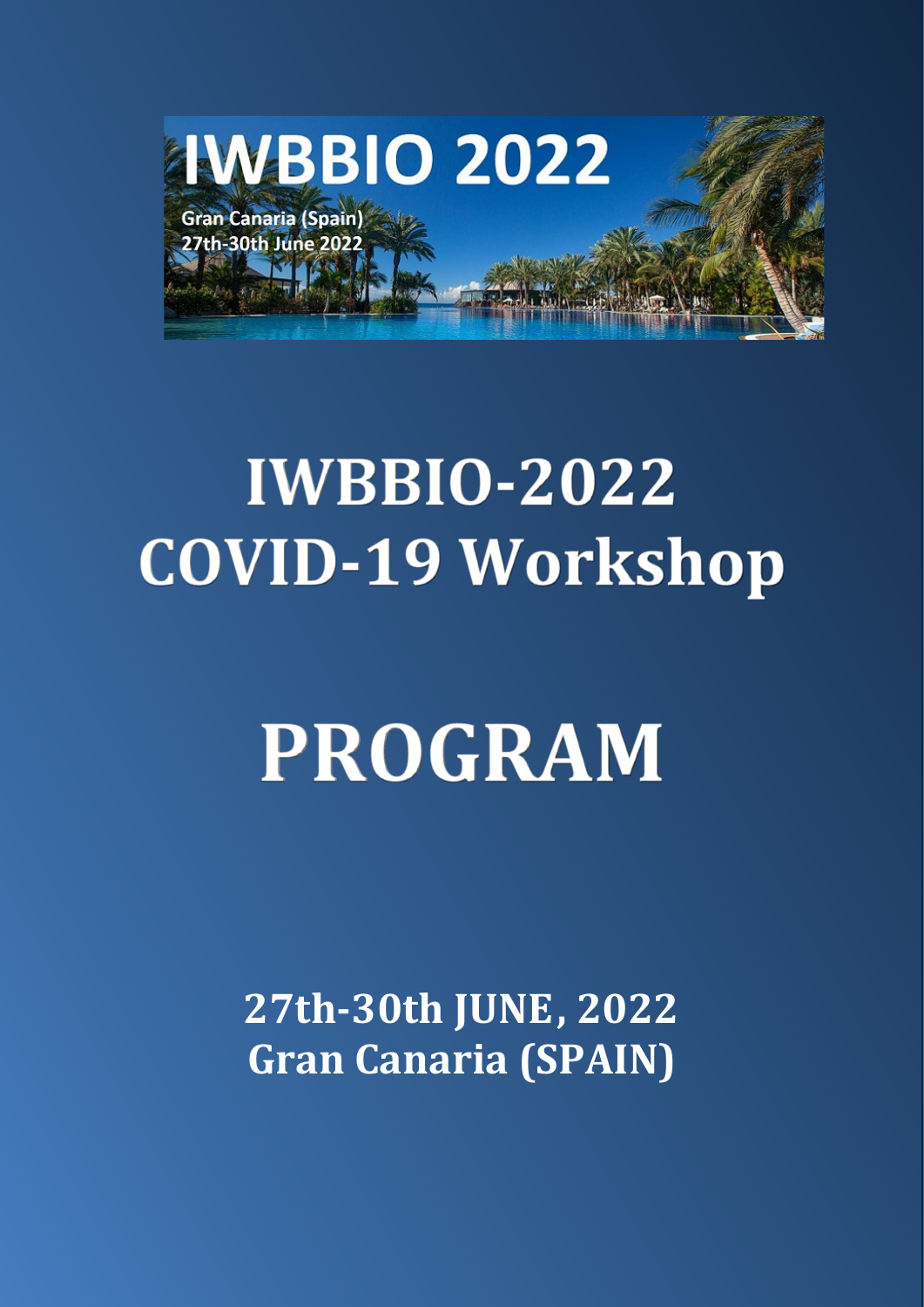IWBBIO 2022

Gran Canaria (Spain)
27th-30th June 2022

# IWBBIO-2022 COVID-19 Workshop

# PROGRAM

**27th-30th JUNE, 2022**
**Gran Canaria (SPAIN)**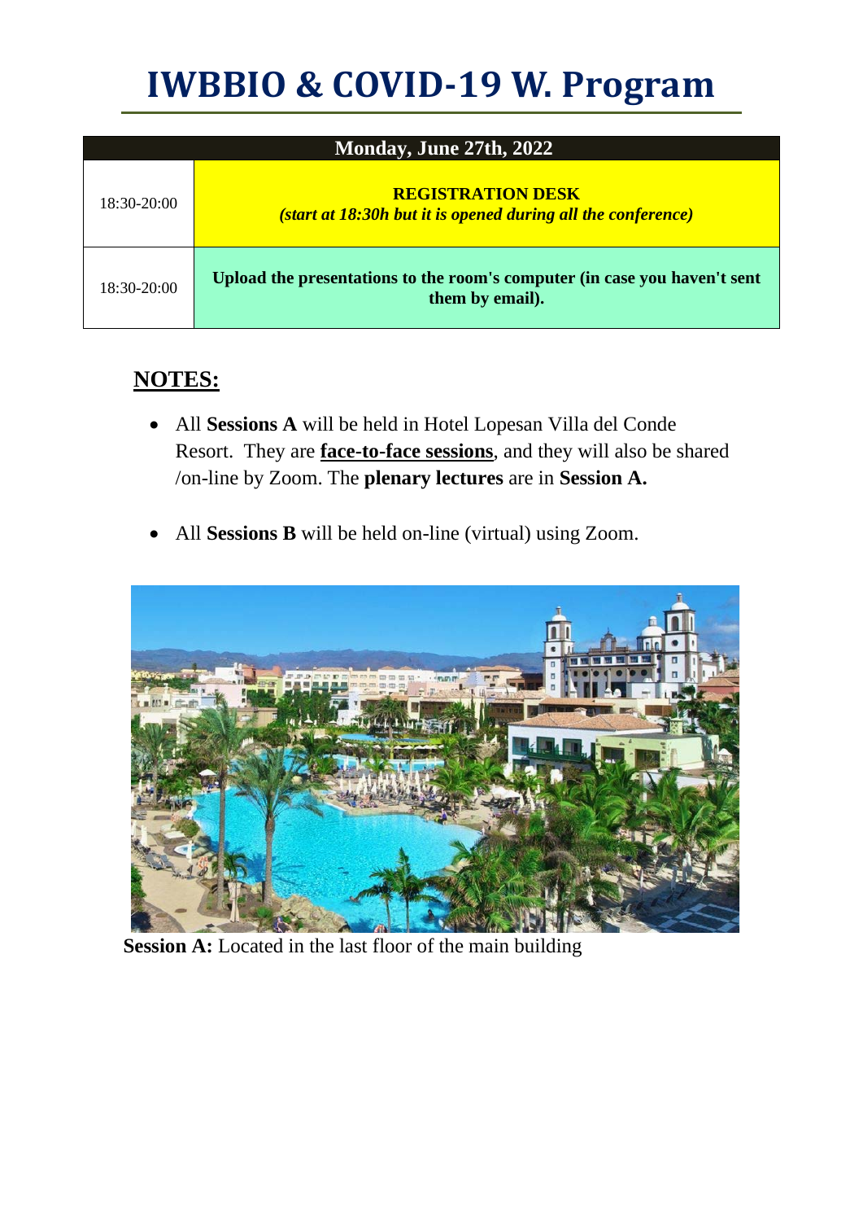# IWBBIO & COVID-19 W. Program

| Monday, June 27th, 2022 | |
|---|---|
| 18:30-20:00 | **REGISTRATION DESK** ***(start at 18:30h but it is opened during all the conference)*** |
| 18:30-20:00 | **Upload the presentations to the room's computer (in case you haven't sent them by email).** |

## NOTES:

- All **Sessions A** will be held in Hotel Lopesan Villa del Conde Resort. They are **face-to-face sessions**, and they will also be shared /on-line by Zoom. The **plenary lectures** are in **Session A.**

- All **Sessions B** will be held on-line (virtual) using Zoom.

**Session A:** Located in the last floor of the main building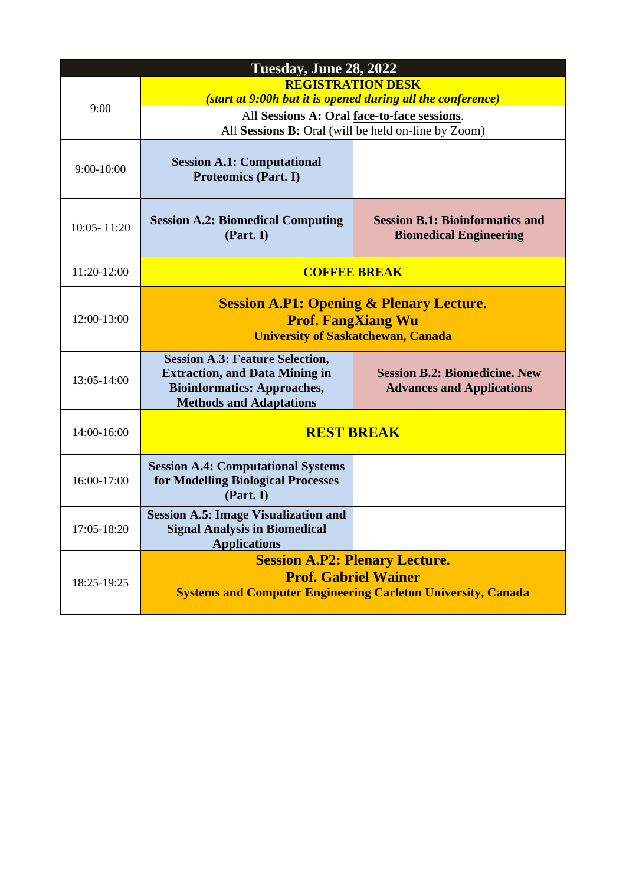| Tuesday, June 28, 2022 | | |
|---|---|---|
| 9:00 | **REGISTRATION DESK** *(start at 9:00h but it is opened during all the conference)* | |
| | All **Sessions A: Oral face-to-face sessions**. All **Sessions B:** Oral (will be held on-line by Zoom) | |
| 9:00-10:00 | **Session A.1: Computational Proteomics (Part. I)** | |
| 10:05- 11:20 | **Session A.2: Biomedical Computing (Part. I)** | **Session B.1: Bioinformatics and Biomedical Engineering** |
| 11:20-12:00 | **COFFEE BREAK** | |
| 12:00-13:00 | **Session A.P1: Opening & Plenary Lecture. Prof. FangXiang Wu** **University of Saskatchewan, Canada** | |
| 13:05-14:00 | **Session A.3: Feature Selection, Extraction, and Data Mining in Bioinformatics: Approaches, Methods and Adaptations** | **Session B.2: Biomedicine. New Advances and Applications** |
| 14:00-16:00 | **REST BREAK** | |
| 16:00-17:00 | **Session A.4: Computational Systems for Modelling Biological Processes (Part. I)** | |
| 17:05-18:20 | **Session A.5: Image Visualization and Signal Analysis in Biomedical Applications** | |
| 18:25-19:25 | **Session A.P2: Plenary Lecture. Prof. Gabriel Wainer** **Systems and Computer Engineering Carleton University, Canada** | |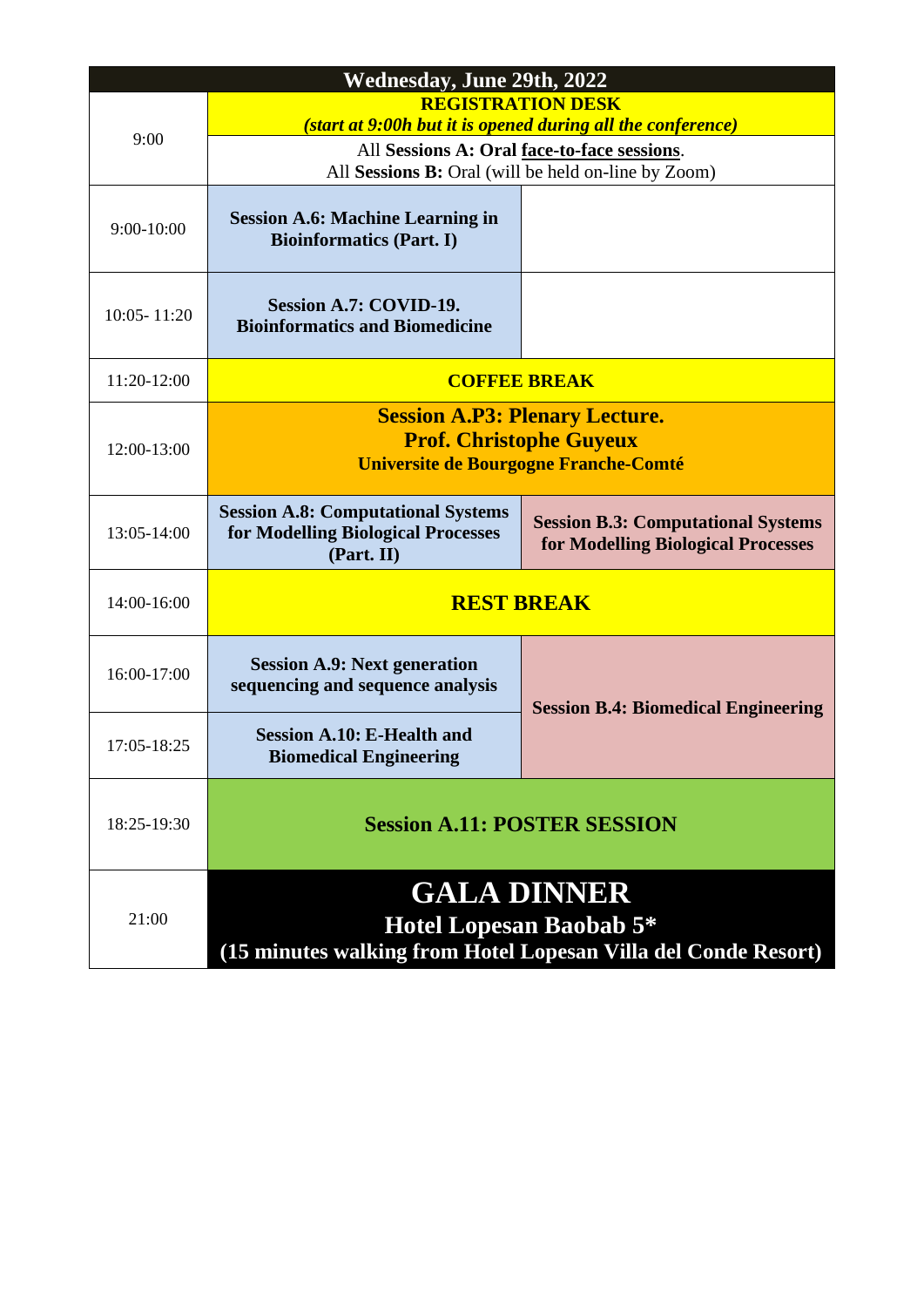| Wednesday, June 29th, 2022 | | |
|---|---|---|
| 9:00 | **REGISTRATION DESK** *(start at 9:00h but it is opened during all the conference)* | |
| | All **Sessions A: Oral** face-to-face sessions. All **Sessions B:** Oral (will be held on-line by Zoom) | |
| 9:00-10:00 | **Session A.6: Machine Learning in Bioinformatics (Part. I)** | |
| 10:05- 11:20 | **Session A.7: COVID-19. Bioinformatics and Biomedicine** | |
| 11:20-12:00 | **COFFEE BREAK** | |
| 12:00-13:00 | **Session A.P3: Plenary Lecture. Prof. Christophe Guyeux Universite de Bourgogne Franche-Comté** | |
| 13:05-14:00 | **Session A.8: Computational Systems for Modelling Biological Processes (Part. II)** | **Session B.3: Computational Systems for Modelling Biological Processes** |
| 14:00-16:00 | **REST BREAK** | |
| 16:00-17:00 | **Session A.9: Next generation sequencing and sequence analysis** | **Session B.4: Biomedical Engineering** |
| 17:05-18:25 | **Session A.10: E-Health and Biomedical Engineering** | |
| 18:25-19:30 | **Session A.11: POSTER SESSION** | |
| 21:00 | **GALA DINNER Hotel Lopesan Baobab 5* (15 minutes walking from Hotel Lopesan Villa del Conde Resort)** | |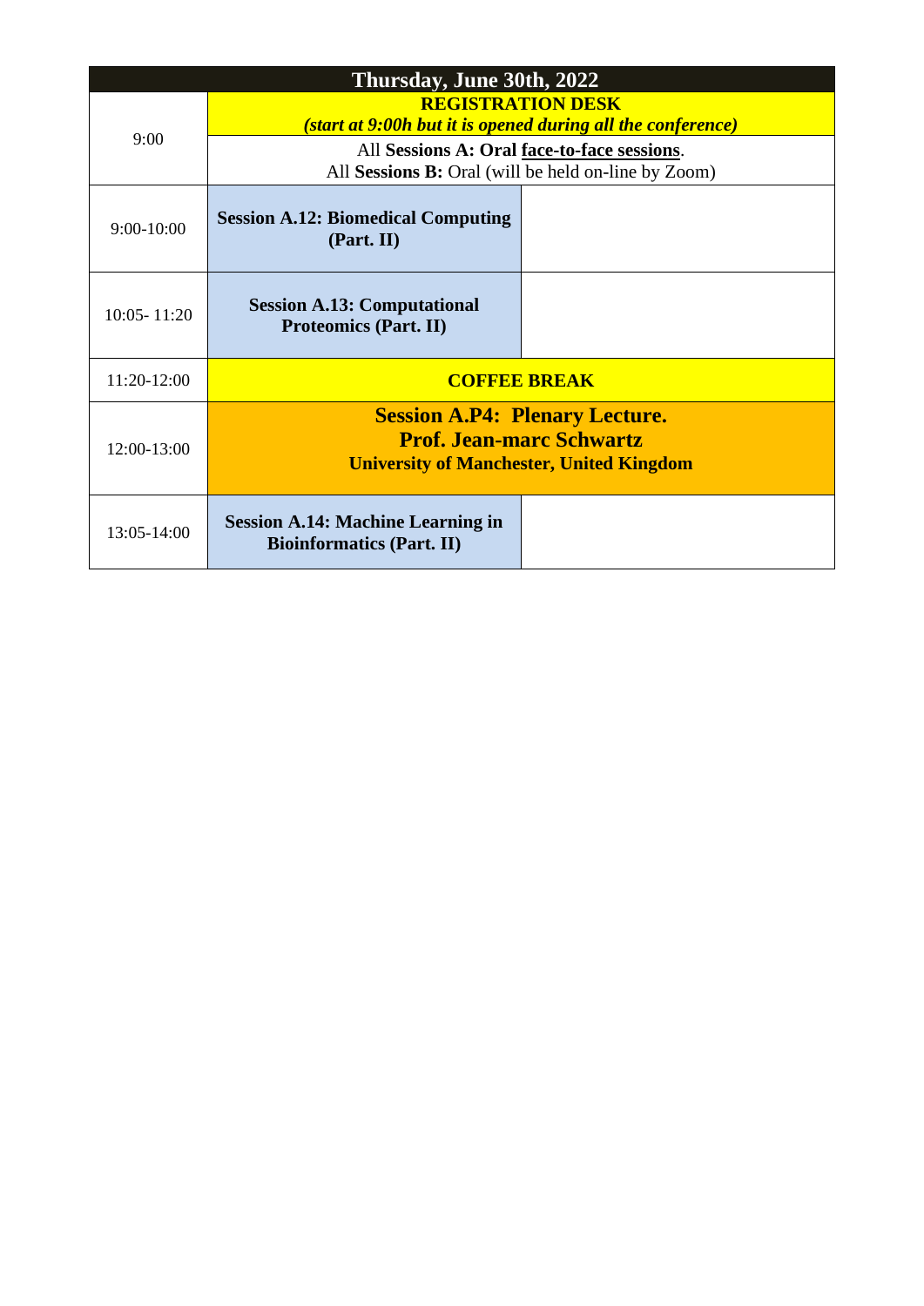| Thursday, June 30th, 2022 | | |
|---|---|---|
| 9:00 | **REGISTRATION DESK** *(start at 9:00h but it is opened during all the conference)* | |
| | All **Sessions A: Oral face-to-face sessions**. All **Sessions B:** Oral (will be held on-line by Zoom) | |
| 9:00-10:00 | **Session A.12: Biomedical Computing (Part. II)** | |
| 10:05- 11:20 | **Session A.13: Computational Proteomics (Part. II)** | |
| 11:20-12:00 | **COFFEE BREAK** | |
| 12:00-13:00 | **Session A.P4: Plenary Lecture. Prof. Jean-marc Schwartz University of Manchester, United Kingdom** | |
| 13:05-14:00 | **Session A.14: Machine Learning in Bioinformatics (Part. II)** | |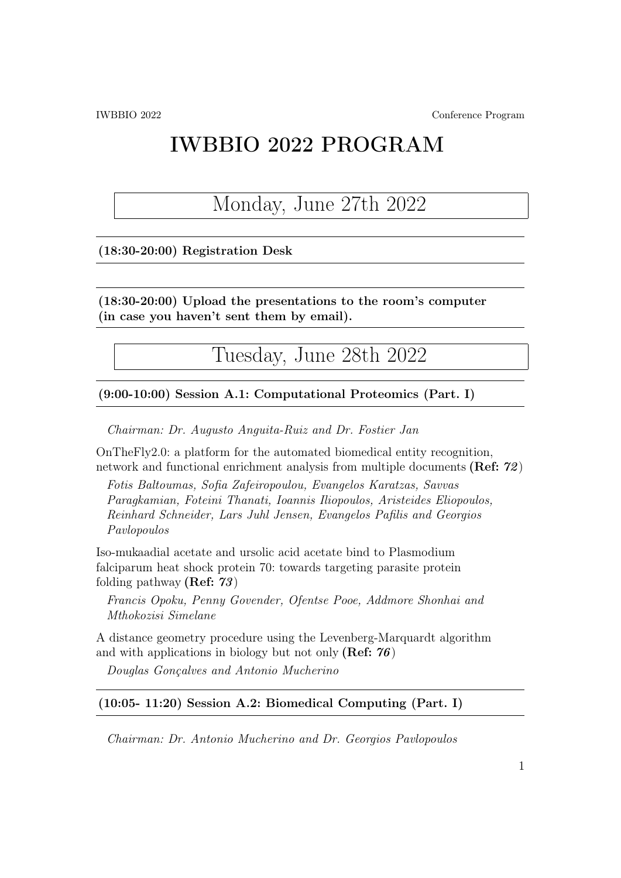# IWBBIO 2022 PROGRAM

## Monday, June 27th 2022

**(18:30-20:00) Registration Desk**

**(18:30-20:00) Upload the presentations to the room's computer (in case you haven't sent them by email).**

## Tuesday, June 28th 2022

**(9:00-10:00) Session A.1: Computational Proteomics (Part. I)**

*Chairman: Dr. Augusto Anguita-Ruiz and Dr. Fostier Jan*

OnTheFly2.0: a platform for the automated biomedical entity recognition, network and functional enrichment analysis from multiple documents **(Ref: *72*)**

*Fotis Baltoumas, Sofia Zafeiropoulou, Evangelos Karatzas, Savvas Paragkamian, Foteini Thanati, Ioannis Iliopoulos, Aristeides Eliopoulos, Reinhard Schneider, Lars Juhl Jensen, Evangelos Pafilis and Georgios Pavlopoulos*

Iso-mukaadial acetate and ursolic acid acetate bind to Plasmodium falciparum heat shock protein 70: towards targeting parasite protein folding pathway **(Ref: *73*)**

*Francis Opoku, Penny Govender, Ofentse Pooe, Addmore Shonhai and Mthokozisi Simelane*

A distance geometry procedure using the Levenberg-Marquardt algorithm and with applications in biology but not only **(Ref: *76*)**

*Douglas Gonçalves and Antonio Mucherino*

**(10:05- 11:20) Session A.2: Biomedical Computing (Part. I)**

*Chairman: Dr. Antonio Mucherino and Dr. Georgios Pavlopoulos*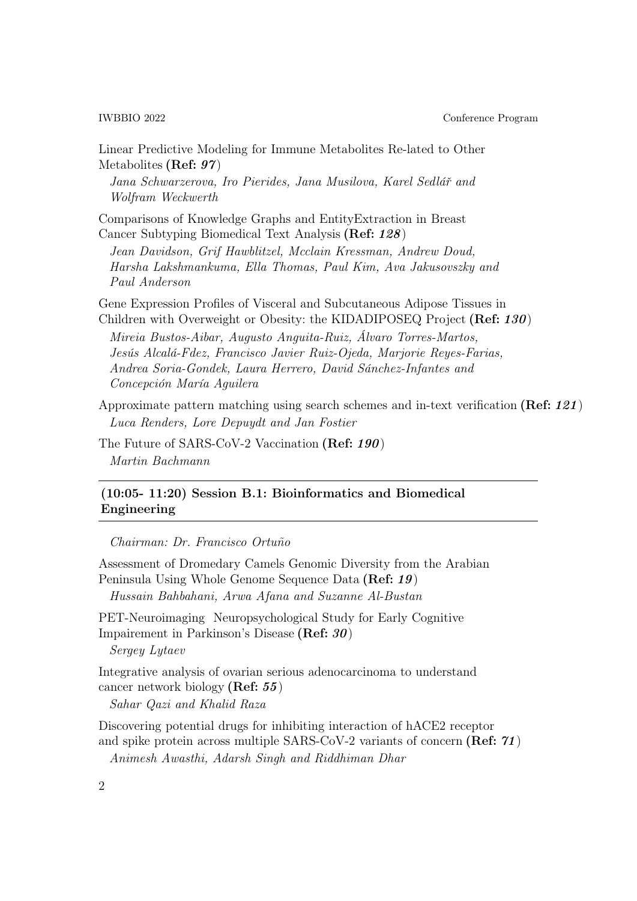Linear Predictive Modeling for Immune Metabolites Re-lated to Other Metabolites **(Ref: *97*)**

*Jana Schwarzerova, Iro Pierides, Jana Musilova, Karel Sedlář and Wolfram Weckwerth*

Comparisons of Knowledge Graphs and EntityExtraction in Breast Cancer Subtyping Biomedical Text Analysis **(Ref: *128*)**

*Jean Davidson, Grif Hawblitzel, Mcclain Kressman, Andrew Doud, Harsha Lakshmankuma, Ella Thomas, Paul Kim, Ava Jakusovszky and Paul Anderson*

Gene Expression Profiles of Visceral and Subcutaneous Adipose Tissues in Children with Overweight or Obesity: the KIDADIPOSEQ Project **(Ref: *130*)**

*Mireia Bustos-Aibar, Augusto Anguita-Ruiz, Álvaro Torres-Martos, Jesús Alcalá-Fdez, Francisco Javier Ruiz-Ojeda, Marjorie Reyes-Farias, Andrea Soria-Gondek, Laura Herrero, David Sánchez-Infantes and Concepción María Aguilera*

Approximate pattern matching using search schemes and in-text verification **(Ref: *121*)**

*Luca Renders, Lore Depuydt and Jan Fostier*

The Future of SARS-CoV-2 Vaccination **(Ref: *190*)**

*Martin Bachmann*

---

## (10:05- 11:20) Session B.1: Bioinformatics and Biomedical Engineering

---

*Chairman: Dr. Francisco Ortuño*

Assessment of Dromedary Camels Genomic Diversity from the Arabian Peninsula Using Whole Genome Sequence Data **(Ref: *19*)**

*Hussain Bahbahani, Arwa Afana and Suzanne Al-Bustan*

PET-Neuroimaging Neuropsychological Study for Early Cognitive Impairement in Parkinson's Disease **(Ref: *30*)**

*Sergey Lytaev*

Integrative analysis of ovarian serious adenocarcinoma to understand cancer network biology **(Ref: *55*)**

*Sahar Qazi and Khalid Raza*

Discovering potential drugs for inhibiting interaction of hACE2 receptor and spike protein across multiple SARS-CoV-2 variants of concern **(Ref: *71*)**

*Animesh Awasthi, Adarsh Singh and Riddhiman Dhar*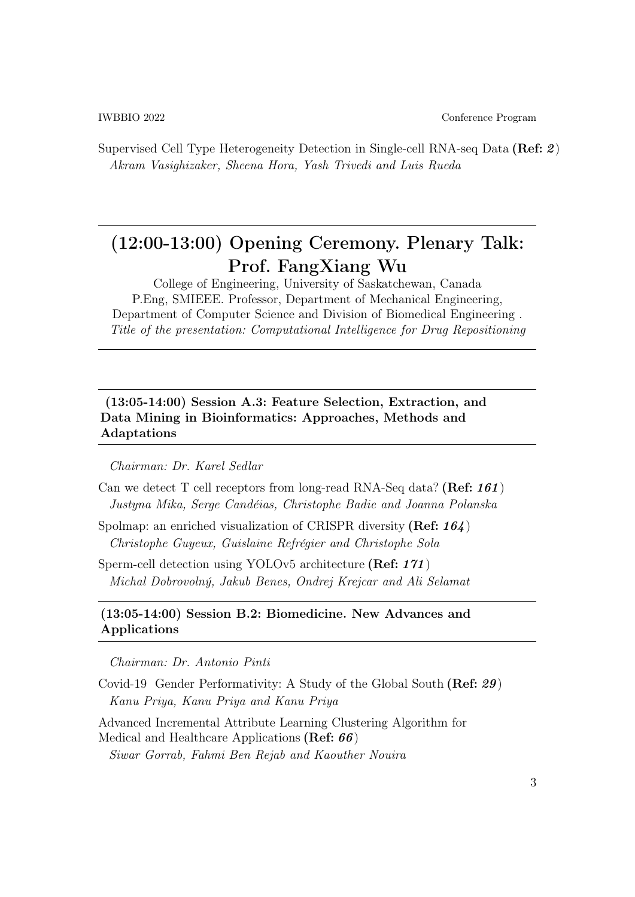Supervised Cell Type Heterogeneity Detection in Single-cell RNA-seq Data **(Ref: *2*)**
*Akram Vasighizaker, Sheena Hora, Yash Trivedi and Luis Rueda*

## (12:00-13:00) Opening Ceremony. Plenary Talk: Prof. FangXiang Wu

College of Engineering, University of Saskatchewan, Canada
P.Eng, SMIEEE. Professor, Department of Mechanical Engineering, Department of Computer Science and Division of Biomedical Engineering .
*Title of the presentation: Computational Intelligence for Drug Repositioning*

### (13:05-14:00) Session A.3: Feature Selection, Extraction, and Data Mining in Bioinformatics: Approaches, Methods and Adaptations

*Chairman: Dr. Karel Sedlar*

Can we detect T cell receptors from long-read RNA-Seq data? **(Ref: *161*)**
*Justyna Mika, Serge Candéias, Christophe Badie and Joanna Polanska*

Spolmap: an enriched visualization of CRISPR diversity **(Ref: *164*)**
*Christophe Guyeux, Guislaine Refrégier and Christophe Sola*

Sperm-cell detection using YOLOv5 architecture **(Ref: *171*)**
*Michal Dobrovolný, Jakub Benes, Ondrej Krejcar and Ali Selamat*

### (13:05-14:00) Session B.2: Biomedicine. New Advances and Applications

*Chairman: Dr. Antonio Pinti*

Covid-19 Gender Performativity: A Study of the Global South **(Ref: *29*)**
*Kanu Priya, Kanu Priya and Kanu Priya*

Advanced Incremental Attribute Learning Clustering Algorithm for Medical and Healthcare Applications **(Ref: *66*)**
*Siwar Gorrab, Fahmi Ben Rejab and Kaouther Nouira*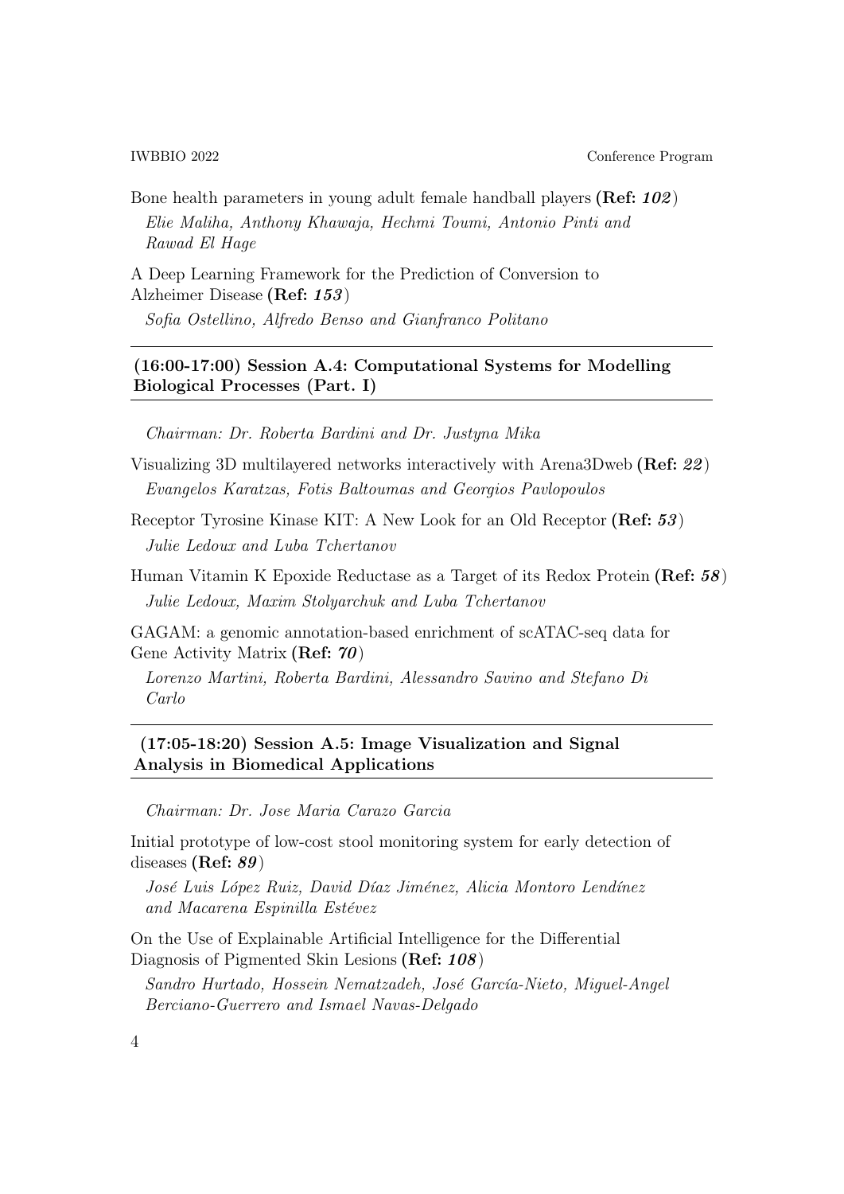Bone health parameters in young adult female handball players **(Ref: *102*)**

*Elie Maliha, Anthony Khawaja, Hechmi Toumi, Antonio Pinti and Rawad El Hage*

A Deep Learning Framework for the Prediction of Conversion to Alzheimer Disease **(Ref: *153*)**

*Sofia Ostellino, Alfredo Benso and Gianfranco Politano*

---

### (16:00-17:00) Session A.4: Computational Systems for Modelling Biological Processes (Part. I)

---

*Chairman: Dr. Roberta Bardini and Dr. Justyna Mika*

Visualizing 3D multilayered networks interactively with Arena3Dweb **(Ref: *22*)**

*Evangelos Karatzas, Fotis Baltoumas and Georgios Pavlopoulos*

Receptor Tyrosine Kinase KIT: A New Look for an Old Receptor **(Ref: *53*)**

*Julie Ledoux and Luba Tchertanov*

Human Vitamin K Epoxide Reductase as a Target of its Redox Protein **(Ref: *58*)**

*Julie Ledoux, Maxim Stolyarchuk and Luba Tchertanov*

GAGAM: a genomic annotation-based enrichment of scATAC-seq data for Gene Activity Matrix **(Ref: *70*)**

*Lorenzo Martini, Roberta Bardini, Alessandro Savino and Stefano Di Carlo*

---

### (17:05-18:20) Session A.5: Image Visualization and Signal Analysis in Biomedical Applications

---

*Chairman: Dr. Jose Maria Carazo Garcia*

Initial prototype of low-cost stool monitoring system for early detection of diseases **(Ref: *89*)**

*José Luis Lóopez Ruiz, David Díaz Jiménez, Alicia Montoro Lendínez and Macarena Espinilla Estévez*

On the Use of Explainable Artificial Intelligence for the Differential Diagnosis of Pigmented Skin Lesions **(Ref: *108*)**

*Sandro Hurtado, Hossein Nematzadeh, José García-Nieto, Miguel-Angel Berciano-Guerrero and Ismael Navas-Delgado*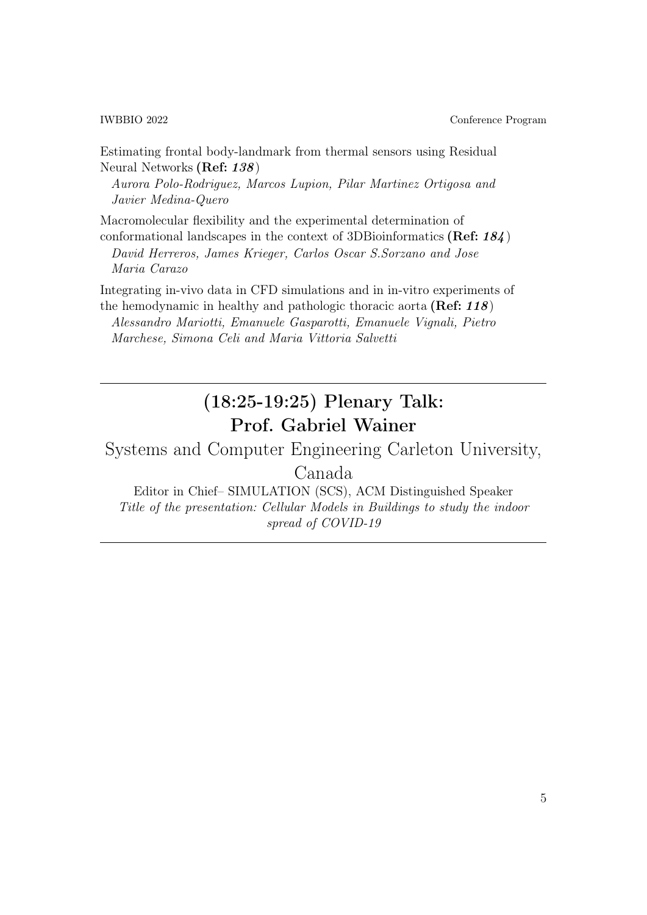Estimating frontal body-landmark from thermal sensors using Residual Neural Networks **(Ref: *138*)**
*Aurora Polo-Rodriguez, Marcos Lupion, Pilar Martinez Ortigosa and Javier Medina-Quero*

Macromolecular flexibility and the experimental determination of conformational landscapes in the context of 3DBioinformatics **(Ref: *184*)**
*David Herreros, James Krieger, Carlos Oscar S.Sorzano and Jose Maria Carazo*

Integrating in-vivo data in CFD simulations and in in-vitro experiments of the hemodynamic in healthy and pathologic thoracic aorta **(Ref: *118*)**
*Alessandro Mariotti, Emanuele Gasparotti, Emanuele Vignali, Pietro Marchese, Simona Celi and Maria Vittoria Salvetti*

---

## (18:25-19:25) Plenary Talk: Prof. Gabriel Wainer

Systems and Computer Engineering Carleton University, Canada

Editor in Chief– SIMULATION (SCS), ACM Distinguished Speaker

*Title of the presentation: Cellular Models in Buildings to study the indoor spread of COVID-19*

---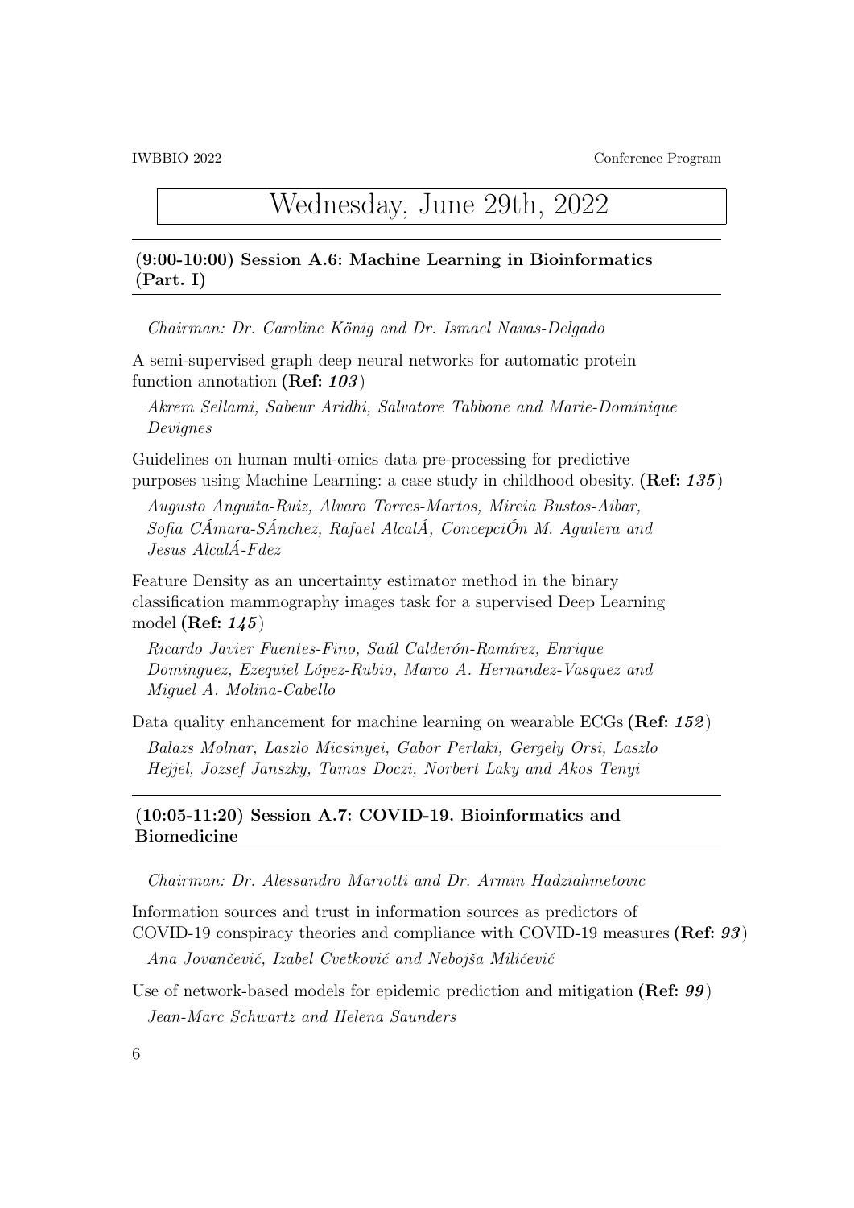# Wednesday, June 29th, 2022

## (9:00-10:00) Session A.6: Machine Learning in Bioinformatics (Part. I)

*Chairman: Dr. Caroline König and Dr. Ismael Navas-Delgado*

A semi-supervised graph deep neural networks for automatic protein function annotation **(Ref: *103*)**

*Akrem Sellami, Sabeur Aridhi, Salvatore Tabbone and Marie-Dominique Devignes*

Guidelines on human multi-omics data pre-processing for predictive purposes using Machine Learning: a case study in childhood obesity. **(Ref: *135*)**

*Augusto Anguita-Ruiz, Alvaro Torres-Martos, Mireia Bustos-Aibar, Sofia CÁmara-SÁnchez, Rafael AlcalÁ, ConcepciÓn M. Aguilera and Jesus AlcalÁ-Fdez*

Feature Density as an uncertainty estimator method in the binary classification mammography images task for a supervised Deep Learning model **(Ref: *145*)**

*Ricardo Javier Fuentes-Fino, Saúl Calderón-Ramírez, Enrique Dominguez, Ezequiel López-Rubio, Marco A. Hernandez-Vasquez and Miguel A. Molina-Cabello*

Data quality enhancement for machine learning on wearable ECGs **(Ref: *152*)**

*Balazs Molnar, Laszlo Micsinyei, Gabor Perlaki, Gergely Orsi, Laszlo Hejjel, Jozsef Janszky, Tamas Doczi, Norbert Laky and Akos Tenyi*

## (10:05-11:20) Session A.7: COVID-19. Bioinformatics and Biomedicine

*Chairman: Dr. Alessandro Mariotti and Dr. Armin Hadziahmetovic*

Information sources and trust in information sources as predictors of COVID-19 conspiracy theories and compliance with COVID-19 measures **(Ref: *93*)**

*Ana Jovančević, Izabel Cvetković and Nebojša Milićević*

Use of network-based models for epidemic prediction and mitigation **(Ref: *99*)**

*Jean-Marc Schwartz and Helena Saunders*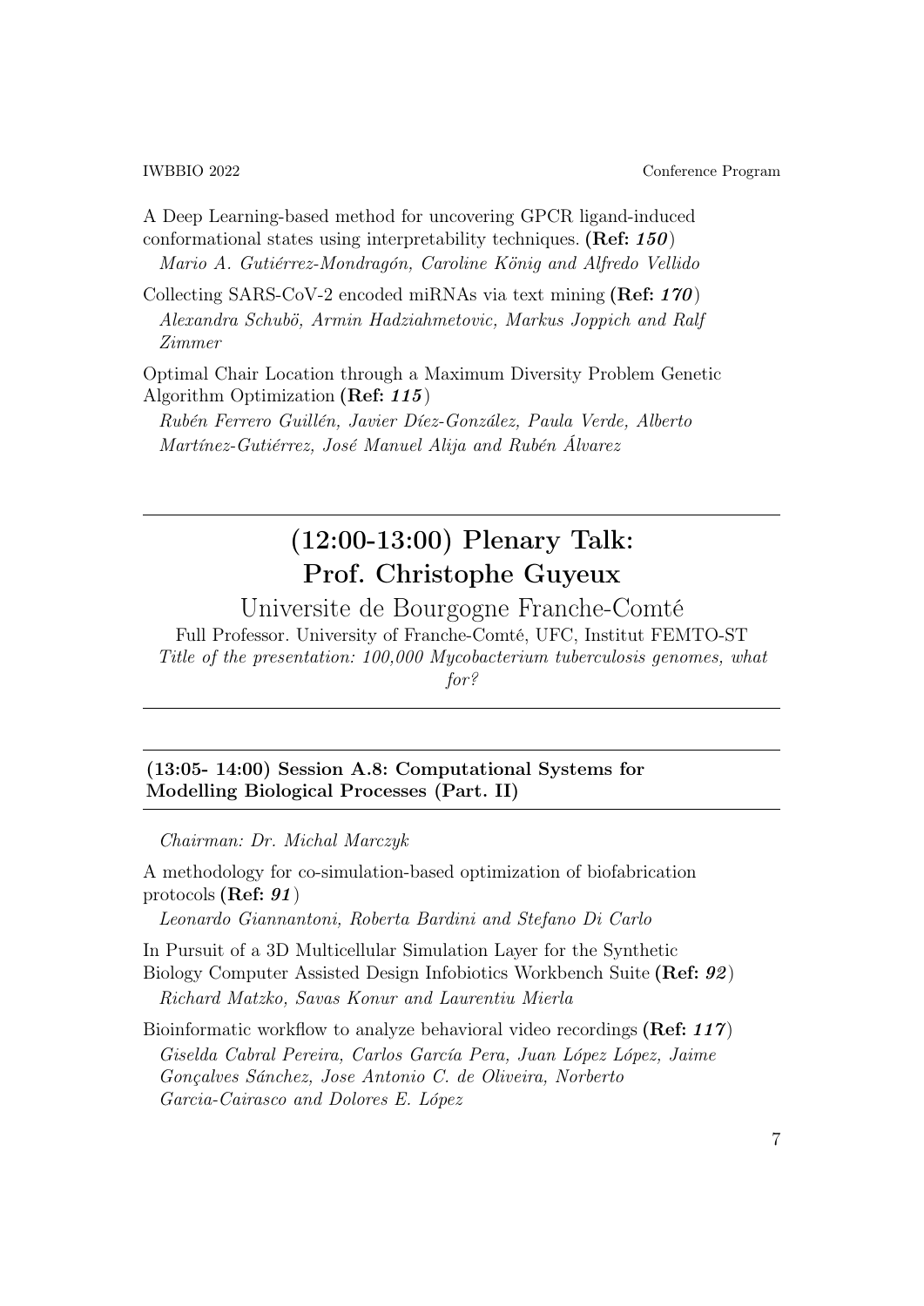A Deep Learning-based method for uncovering GPCR ligand-induced conformational states using interpretability techniques. **(Ref: *150*)**
*Mario A. Gutiérrez-Mondragón, Caroline König and Alfredo Vellido*

Collecting SARS-CoV-2 encoded miRNAs via text mining **(Ref: *170*)**
*Alexandra Schubö, Armin Hadziahmetovic, Markus Joppich and Ralf Zimmer*

Optimal Chair Location through a Maximum Diversity Problem Genetic Algorithm Optimization **(Ref: *115*)**
*Rubén Ferrero Guillén, Javier Díez-González, Paula Verde, Alberto Martínez-Gutiérrez, José Manuel Alija and Rubén Álvarez*

---

## (12:00-13:00) Plenary Talk: Prof. Christophe Guyeux

Universite de Bourgogne Franche-Comté

Full Professor. University of Franche-Comté, UFC, Institut FEMTO-ST

*Title of the presentation: 100,000 Mycobacterium tuberculosis genomes, what for?*

---

### (13:05- 14:00) Session A.8: Computational Systems for Modelling Biological Processes (Part. II)

*Chairman: Dr. Michal Marczyk*

A methodology for co-simulation-based optimization of biofabrication protocols **(Ref: *91*)**
*Leonardo Giannantoni, Roberta Bardini and Stefano Di Carlo*

In Pursuit of a 3D Multicellular Simulation Layer for the Synthetic Biology Computer Assisted Design Infobiotics Workbench Suite **(Ref: *92*)**
*Richard Matzko, Savas Konur and Laurentiu Mierla*

Bioinformatic workflow to analyze behavioral video recordings **(Ref: *117*)**
*Giselda Cabral Pereira, Carlos García Pera, Juan López López, Jaime Gonçalves Sánchez, Jose Antonio C. de Oliveira, Norberto Garcia-Cairasco and Dolores E. López*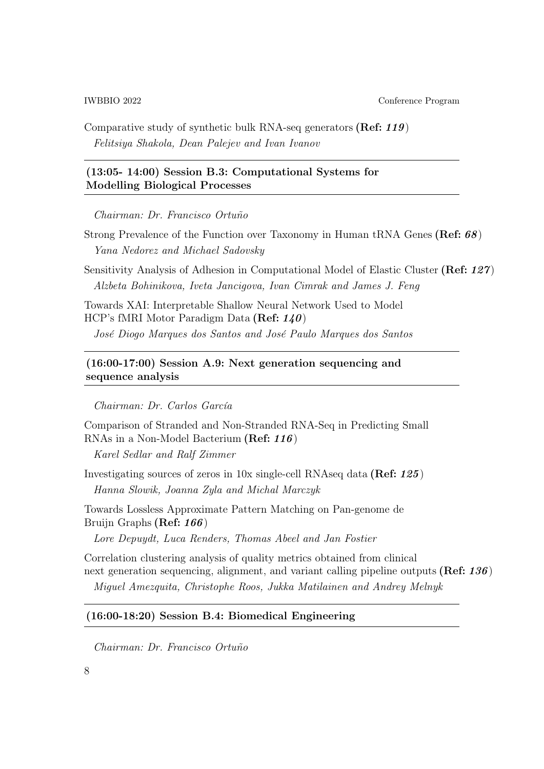Comparative study of synthetic bulk RNA-seq generators **(Ref: *119*)**
*Felitsiya Shakola, Dean Palejev and Ivan Ivanov*

---

### (13:05- 14:00) Session B.3: Computational Systems for Modelling Biological Processes

---

*Chairman: Dr. Francisco Ortuño*

Strong Prevalence of the Function over Taxonomy in Human tRNA Genes **(Ref: *68*)**
*Yana Nedorez and Michael Sadovsky*

Sensitivity Analysis of Adhesion in Computational Model of Elastic Cluster **(Ref: *127*)**
*Alzbeta Bohinikova, Iveta Jancigova, Ivan Cimrak and James J. Feng*

Towards XAI: Interpretable Shallow Neural Network Used to Model HCP's fMRI Motor Paradigm Data **(Ref: *140*)**
*José Diogo Marques dos Santos and José Paulo Marques dos Santos*

---

### (16:00-17:00) Session A.9: Next generation sequencing and sequence analysis

---

*Chairman: Dr. Carlos García*

Comparison of Stranded and Non-Stranded RNA-Seq in Predicting Small RNAs in a Non-Model Bacterium **(Ref: *116*)**
*Karel Sedlar and Ralf Zimmer*

Investigating sources of zeros in 10x single-cell RNAseq data **(Ref: *125*)**
*Hanna Slowik, Joanna Zyla and Michal Marczyk*

Towards Lossless Approximate Pattern Matching on Pan-genome de Bruijn Graphs **(Ref: *166*)**
*Lore Depuydt, Luca Renders, Thomas Abeel and Jan Fostier*

Correlation clustering analysis of quality metrics obtained from clinical next generation sequencing, alignment, and variant calling pipeline outputs **(Ref: *136*)**
*Miguel Amezquita, Christophe Roos, Jukka Matilainen and Andrey Melnyk*

---

### (16:00-18:20) Session B.4: Biomedical Engineering

---

*Chairman: Dr. Francisco Ortuño*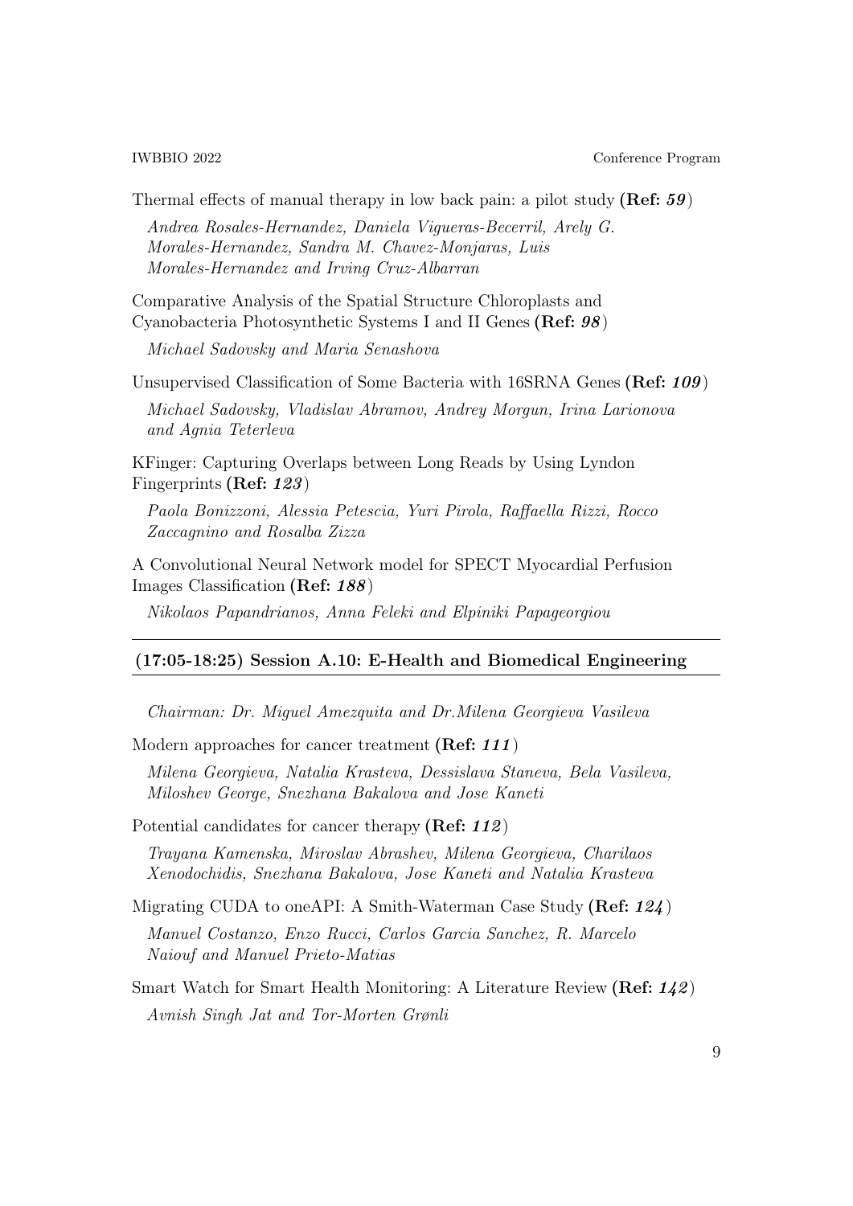Thermal effects of manual therapy in low back pain: a pilot study **(Ref: *59*)**

*Andrea Rosales-Hernandez, Daniela Vigueras-Becerril, Arely G. Morales-Hernandez, Sandra M. Chavez-Monjaras, Luis Morales-Hernandez and Irving Cruz-Albarran*

Comparative Analysis of the Spatial Structure Chloroplasts and Cyanobacteria Photosynthetic Systems I and II Genes **(Ref: *98*)**

*Michael Sadovsky and Maria Senashova*

Unsupervised Classification of Some Bacteria with 16SRNA Genes **(Ref: *109*)**

*Michael Sadovsky, Vladislav Abramov, Andrey Morgun, Irina Larionova and Agnia Teterleva*

KFinger: Capturing Overlaps between Long Reads by Using Lyndon Fingerprints **(Ref: *123*)**

*Paola Bonizzoni, Alessia Petescia, Yuri Pirola, Raffaella Rizzi, Rocco Zaccagnino and Rosalba Zizza*

A Convolutional Neural Network model for SPECT Myocardial Perfusion Images Classification **(Ref: *188*)**

*Nikolaos Papandrianos, Anna Feleki and Elpiniki Papageorgiou*

---

## (17:05-18:25) Session A.10: E-Health and Biomedical Engineering

---

*Chairman: Dr. Miguel Amezquita and Dr.Milena Georgieva Vasileva*

Modern approaches for cancer treatment **(Ref: *111*)**

*Milena Georgieva, Natalia Krasteva, Dessislava Staneva, Bela Vasileva, Miloshev George, Snezhana Bakalova and Jose Kaneti*

Potential candidates for cancer therapy **(Ref: *112*)**

*Trayana Kamenska, Miroslav Abrashev, Milena Georgieva, Charilaos Xenodochidis, Snezhana Bakalova, Jose Kaneti and Natalia Krasteva*

Migrating CUDA to oneAPI: A Smith-Waterman Case Study **(Ref: *124*)**

*Manuel Costanzo, Enzo Rucci, Carlos Garcia Sanchez, R. Marcelo Naiouf and Manuel Prieto-Matias*

Smart Watch for Smart Health Monitoring: A Literature Review **(Ref: *142*)**

*Avnish Singh Jat and Tor-Morten Grønli*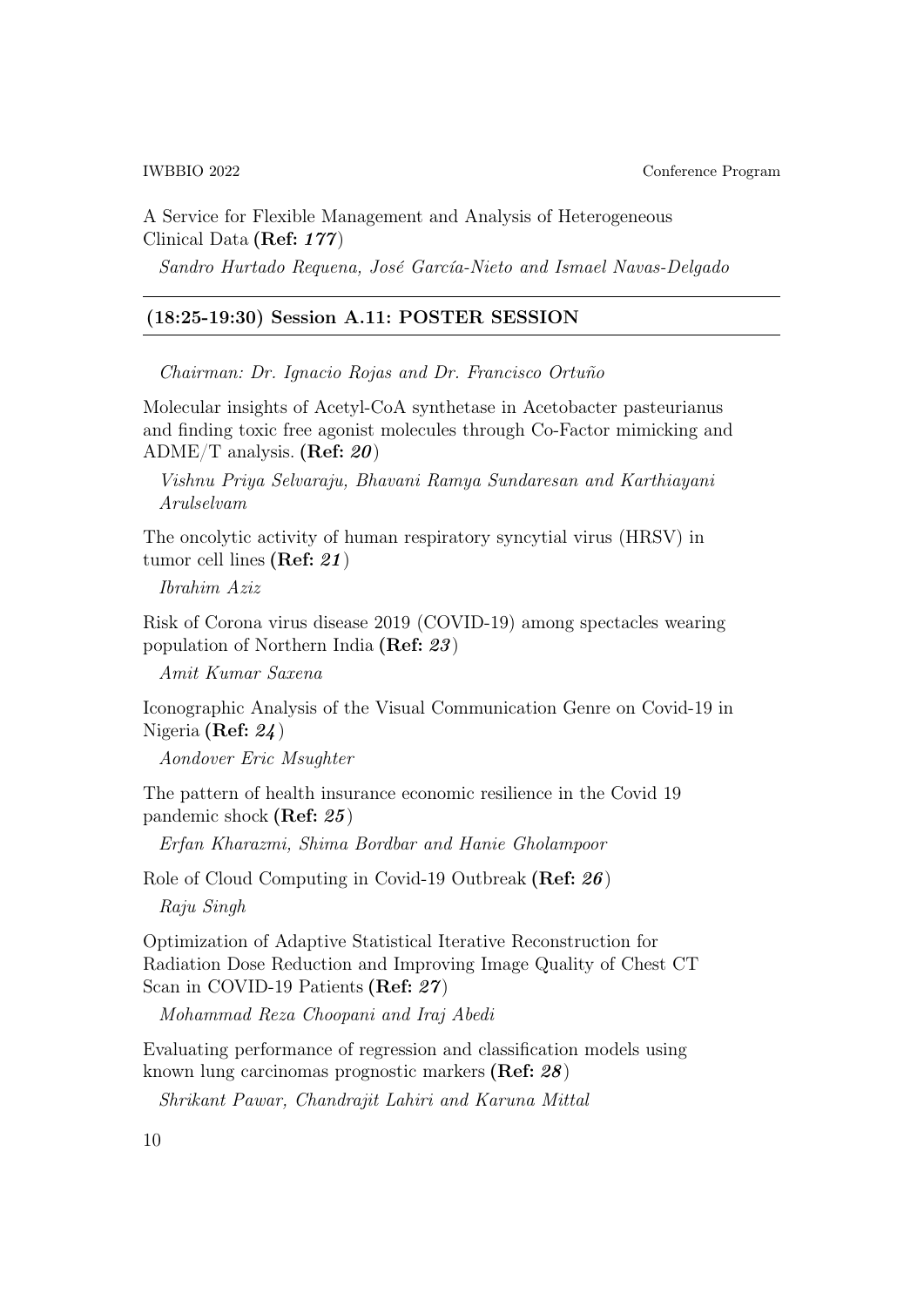A Service for Flexible Management and Analysis of Heterogeneous Clinical Data **(Ref: *177*)**

*Sandro Hurtado Requena, José García-Nieto and Ismael Navas-Delgado*

---

### (18:25-19:30) Session A.11: POSTER SESSION

---

*Chairman: Dr. Ignacio Rojas and Dr. Francisco Ortuño*

Molecular insights of Acetyl-CoA synthetase in Acetobacter pasteurianus and finding toxic free agonist molecules through Co-Factor mimicking and ADME/T analysis. **(Ref: *20*)**

*Vishnu Priya Selvaraju, Bhavani Ramya Sundaresan and Karthiayani Arulselvam*

The oncolytic activity of human respiratory syncytial virus (HRSV) in tumor cell lines **(Ref: *21*)**

*Ibrahim Aziz*

Risk of Corona virus disease 2019 (COVID-19) among spectacles wearing population of Northern India **(Ref: *23*)**

*Amit Kumar Saxena*

Iconographic Analysis of the Visual Communication Genre on Covid-19 in Nigeria **(Ref: *24*)**

*Aondover Eric Msughter*

The pattern of health insurance economic resilience in the Covid 19 pandemic shock **(Ref: *25*)**

*Erfan Kharazmi, Shima Bordbar and Hanie Gholampoor*

Role of Cloud Computing in Covid-19 Outbreak **(Ref: *26*)**

*Raju Singh*

Optimization of Adaptive Statistical Iterative Reconstruction for Radiation Dose Reduction and Improving Image Quality of Chest CT Scan in COVID-19 Patients **(Ref: *27*)**

*Mohammad Reza Choopani and Iraj Abedi*

Evaluating performance of regression and classification models using known lung carcinomas prognostic markers **(Ref: *28*)**

*Shrikant Pawar, Chandrajit Lahiri and Karuna Mittal*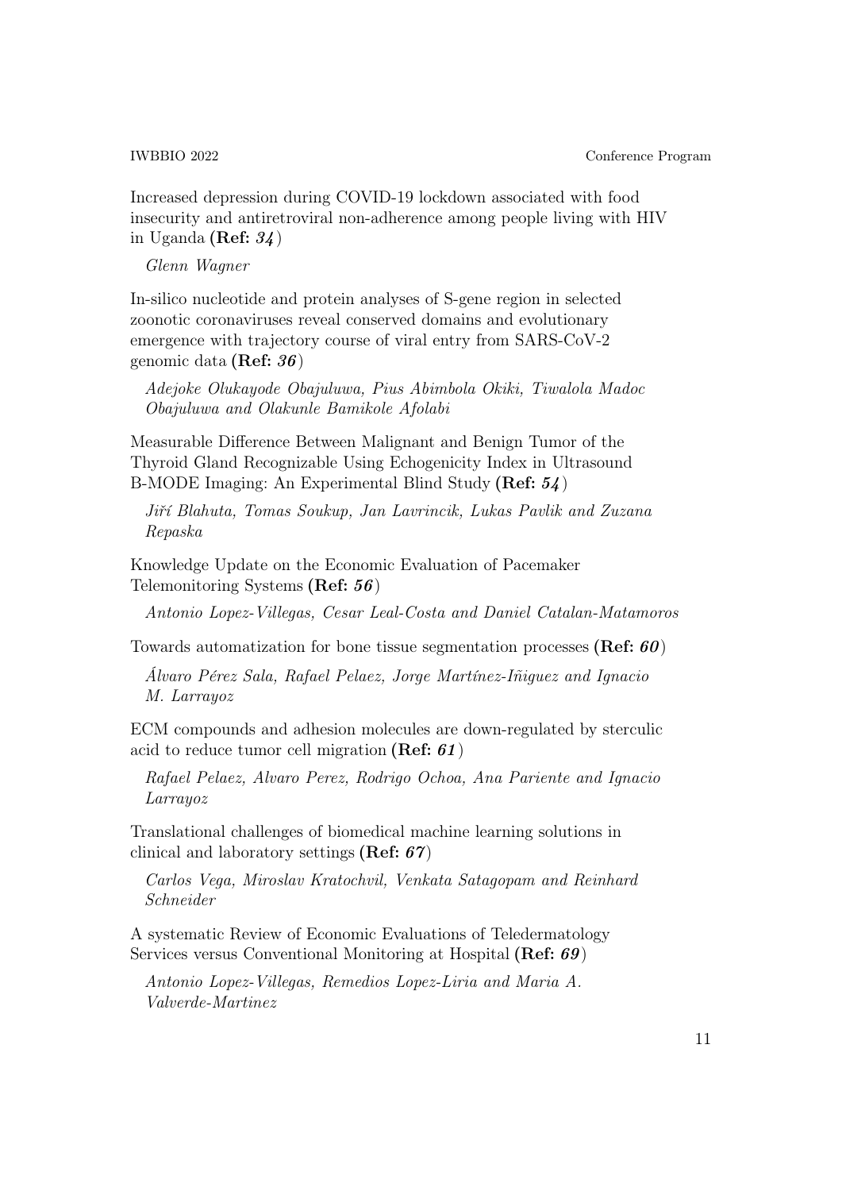Increased depression during COVID-19 lockdown associated with food insecurity and antiretroviral non-adherence among people living with HIV in Uganda **(Ref: *34*)**

*Glenn Wagner*

In-silico nucleotide and protein analyses of S-gene region in selected zoonotic coronaviruses reveal conserved domains and evolutionary emergence with trajectory course of viral entry from SARS-CoV-2 genomic data **(Ref: *36*)**

*Adejoke Olukayode Obajuluwa, Pius Abimbola Okiki, Tiwalola Madoc Obajuluwa and Olakunle Bamikole Afolabi*

Measurable Difference Between Malignant and Benign Tumor of the Thyroid Gland Recognizable Using Echogenicity Index in Ultrasound B-MODE Imaging: An Experimental Blind Study **(Ref: *54*)**

*Jiří Blahuta, Tomas Soukup, Jan Lavrincik, Lukas Pavlik and Zuzana Repaska*

Knowledge Update on the Economic Evaluation of Pacemaker Telemonitoring Systems **(Ref: *56*)**

*Antonio Lopez-Villegas, Cesar Leal-Costa and Daniel Catalan-Matamoros*

Towards automatization for bone tissue segmentation processes **(Ref: *60*)**

*Álvaro Pérez Sala, Rafael Pelaez, Jorge Martínez-Iñiguez and Ignacio M. Larrayoz*

ECM compounds and adhesion molecules are down-regulated by sterculic acid to reduce tumor cell migration **(Ref: *61*)**

*Rafael Pelaez, Alvaro Perez, Rodrigo Ochoa, Ana Pariente and Ignacio Larrayoz*

Translational challenges of biomedical machine learning solutions in clinical and laboratory settings **(Ref: *67*)**

*Carlos Vega, Miroslav Kratochvil, Venkata Satagopam and Reinhard Schneider*

A systematic Review of Economic Evaluations of Teledermatology Services versus Conventional Monitoring at Hospital **(Ref: *69*)**

*Antonio Lopez-Villegas, Remedios Lopez-Liria and Maria A. Valverde-Martinez*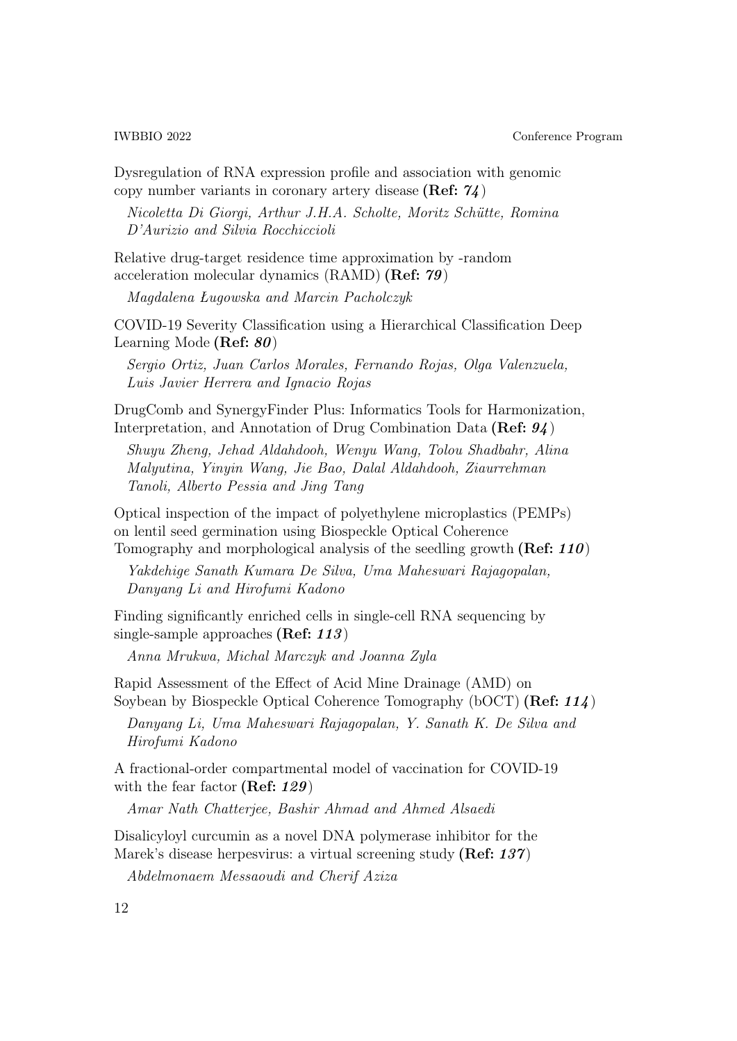Dysregulation of RNA expression profile and association with genomic copy number variants in coronary artery disease **(Ref: *74*)**

*Nicoletta Di Giorgi, Arthur J.H.A. Scholte, Moritz Schütte, Romina D'Aurizio and Silvia Rocchiccioli*

Relative drug-target residence time approximation by -random acceleration molecular dynamics (RAMD) **(Ref: *79*)**

*Magdalena Ługowska and Marcin Pacholczyk*

COVID-19 Severity Classification using a Hierarchical Classification Deep Learning Mode **(Ref: *80*)**

*Sergio Ortiz, Juan Carlos Morales, Fernando Rojas, Olga Valenzuela, Luis Javier Herrera and Ignacio Rojas*

DrugComb and SynergyFinder Plus: Informatics Tools for Harmonization, Interpretation, and Annotation of Drug Combination Data **(Ref: *94*)**

*Shuyu Zheng, Jehad Aldahdooh, Wenyu Wang, Tolou Shadbahr, Alina Malyutina, Yinyin Wang, Jie Bao, Dalal Aldahdooh, Ziaurrehman Tanoli, Alberto Pessia and Jing Tang*

Optical inspection of the impact of polyethylene microplastics (PEMPs) on lentil seed germination using Biospeckle Optical Coherence Tomography and morphological analysis of the seedling growth **(Ref: *110*)**

*Yakdehige Sanath Kumara De Silva, Uma Maheswari Rajagopalan, Danyang Li and Hirofumi Kadono*

Finding significantly enriched cells in single-cell RNA sequencing by single-sample approaches **(Ref: *113*)**

*Anna Mrukwa, Michal Marczyk and Joanna Zyla*

Rapid Assessment of the Effect of Acid Mine Drainage (AMD) on Soybean by Biospeckle Optical Coherence Tomography (bOCT) **(Ref: *114*)**

*Danyang Li, Uma Maheswari Rajagopalan, Y. Sanath K. De Silva and Hirofumi Kadono*

A fractional-order compartmental model of vaccination for COVID-19 with the fear factor **(Ref: *129*)**

*Amar Nath Chatterjee, Bashir Ahmad and Ahmed Alsaedi*

Disalicyloyl curcumin as a novel DNA polymerase inhibitor for the Marek's disease herpesvirus: a virtual screening study **(Ref: *137*)**

*Abdelmonaem Messaoudi and Cherif Aziza*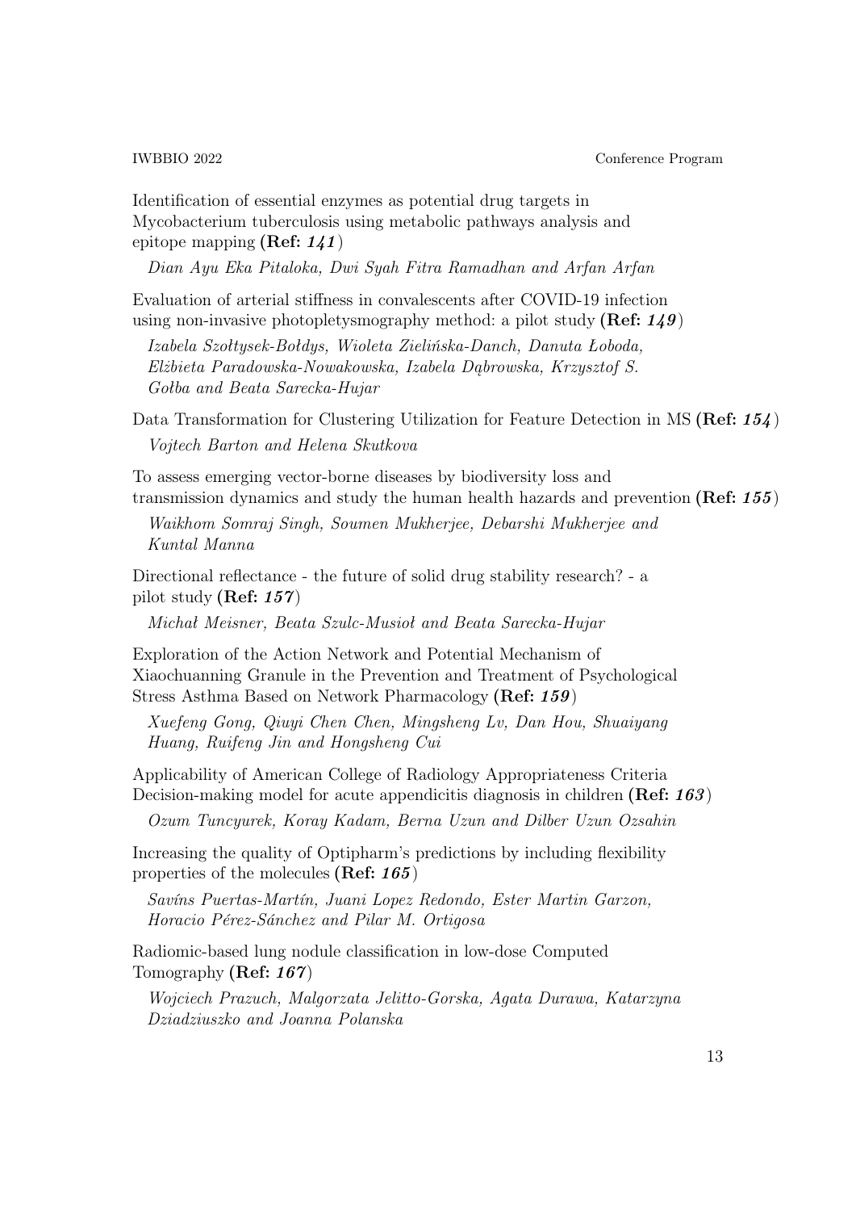Identification of essential enzymes as potential drug targets in Mycobacterium tuberculosis using metabolic pathways analysis and epitope mapping **(Ref: *141*)**

*Dian Ayu Eka Pitaloka, Dwi Syah Fitra Ramadhan and Arfan Arfan*

Evaluation of arterial stiffness in convalescents after COVID-19 infection using non-invasive photopletysmography method: a pilot study **(Ref: *149*)**

*Izabela Szołtysek-Bołdys, Wioleta Zielińska-Danch, Danuta Łoboda, Elżbieta Paradowska-Nowakowska, Izabela Dąbrowska, Krzysztof S. Gołba and Beata Sarecka-Hujar*

Data Transformation for Clustering Utilization for Feature Detection in MS **(Ref: *154*)**

*Vojtech Barton and Helena Skutkova*

To assess emerging vector-borne diseases by biodiversity loss and transmission dynamics and study the human health hazards and prevention **(Ref: *155*)**

*Waikhom Somraj Singh, Soumen Mukherjee, Debarshi Mukherjee and Kuntal Manna*

Directional reflectance - the future of solid drug stability research? - a pilot study **(Ref: *157*)**

*Michał Meisner, Beata Szulc-Musioł and Beata Sarecka-Hujar*

Exploration of the Action Network and Potential Mechanism of Xiaochuanning Granule in the Prevention and Treatment of Psychological Stress Asthma Based on Network Pharmacology **(Ref: *159*)**

*Xuefeng Gong, Qiuyi Chen Chen, Mingsheng Lv, Dan Hou, Shuaiyang Huang, Ruifeng Jin and Hongsheng Cui*

Applicability of American College of Radiology Appropriateness Criteria Decision-making model for acute appendicitis diagnosis in children **(Ref: *163*)**

*Ozum Tuncyurek, Koray Kadam, Berna Uzun and Dilber Uzun Ozsahin*

Increasing the quality of Optipharm's predictions by including flexibility properties of the molecules **(Ref: *165*)**

*Savíns Puertas-Martín, Juani Lopez Redondo, Ester Martin Garzon, Horacio Pérez-Sánchez and Pilar M. Ortigosa*

Radiomic-based lung nodule classification in low-dose Computed Tomography **(Ref: *167*)**

*Wojciech Prazuch, Malgorzata Jelitto-Gorska, Agata Durawa, Katarzyna Dziadziuszko and Joanna Polanska*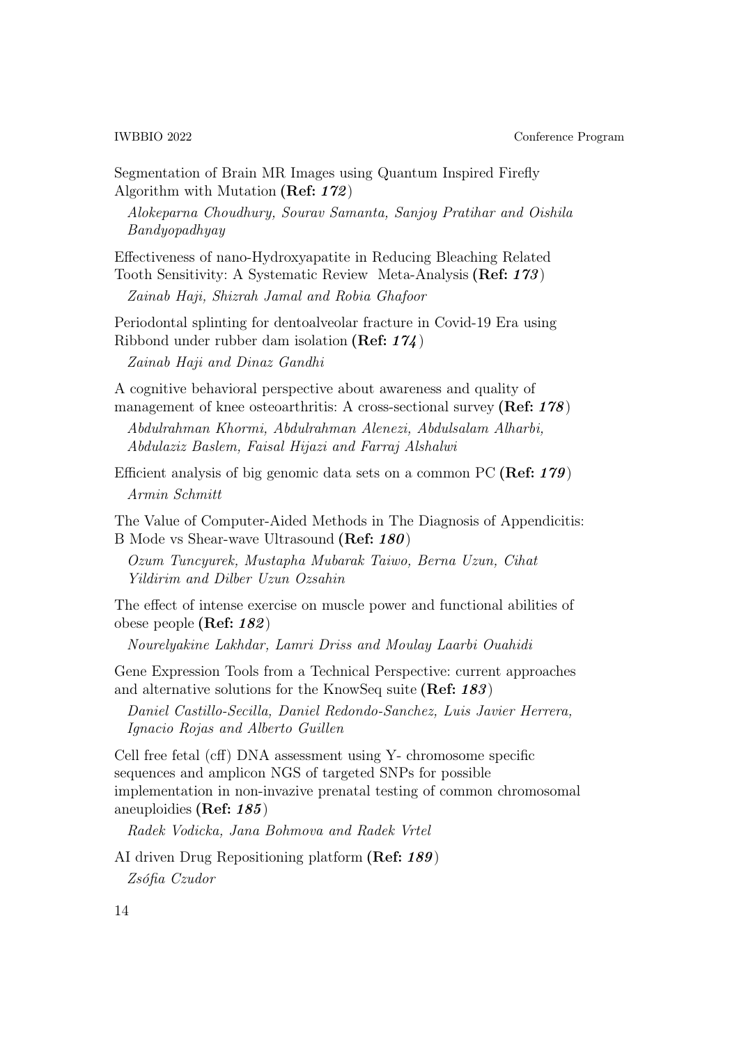Segmentation of Brain MR Images using Quantum Inspired Firefly Algorithm with Mutation **(Ref: *172*)**

*Alokeparna Choudhury, Sourav Samanta, Sanjoy Pratihar and Oishila Bandyopadhyay*

Effectiveness of nano-Hydroxyapatite in Reducing Bleaching Related Tooth Sensitivity: A Systematic Review Meta-Analysis **(Ref: *173*)**

*Zainab Haji, Shizrah Jamal and Robia Ghafoor*

Periodontal splinting for dentoalveolar fracture in Covid-19 Era using Ribbond under rubber dam isolation **(Ref: *174*)**

*Zainab Haji and Dinaz Gandhi*

A cognitive behavioral perspective about awareness and quality of management of knee osteoarthritis: A cross-sectional survey **(Ref: *178*)**

*Abdulrahman Khormi, Abdulrahman Alenezi, Abdulsalam Alharbi, Abdulaziz Baslem, Faisal Hijazi and Farraj Alshalwi*

Efficient analysis of big genomic data sets on a common PC **(Ref: *179*)**

*Armin Schmitt*

The Value of Computer-Aided Methods in The Diagnosis of Appendicitis: B Mode vs Shear-wave Ultrasound **(Ref: *180*)**

*Ozum Tuncyurek, Mustapha Mubarak Taiwo, Berna Uzun, Cihat Yildirim and Dilber Uzun Ozsahin*

The effect of intense exercise on muscle power and functional abilities of obese people **(Ref: *182*)**

*Nourelyakine Lakhdar, Lamri Driss and Moulay Laarbi Ouahidi*

Gene Expression Tools from a Technical Perspective: current approaches and alternative solutions for the KnowSeq suite **(Ref: *183*)**

*Daniel Castillo-Secilla, Daniel Redondo-Sanchez, Luis Javier Herrera, Ignacio Rojas and Alberto Guillen*

Cell free fetal (cff) DNA assessment using Y- chromosome specific sequences and amplicon NGS of targeted SNPs for possible implementation in non-invazive prenatal testing of common chromosomal aneuploidies **(Ref: *185*)**

*Radek Vodicka, Jana Bohmova and Radek Vrtel*

AI driven Drug Repositioning platform **(Ref: *189*)**

*Zsófia Czudor*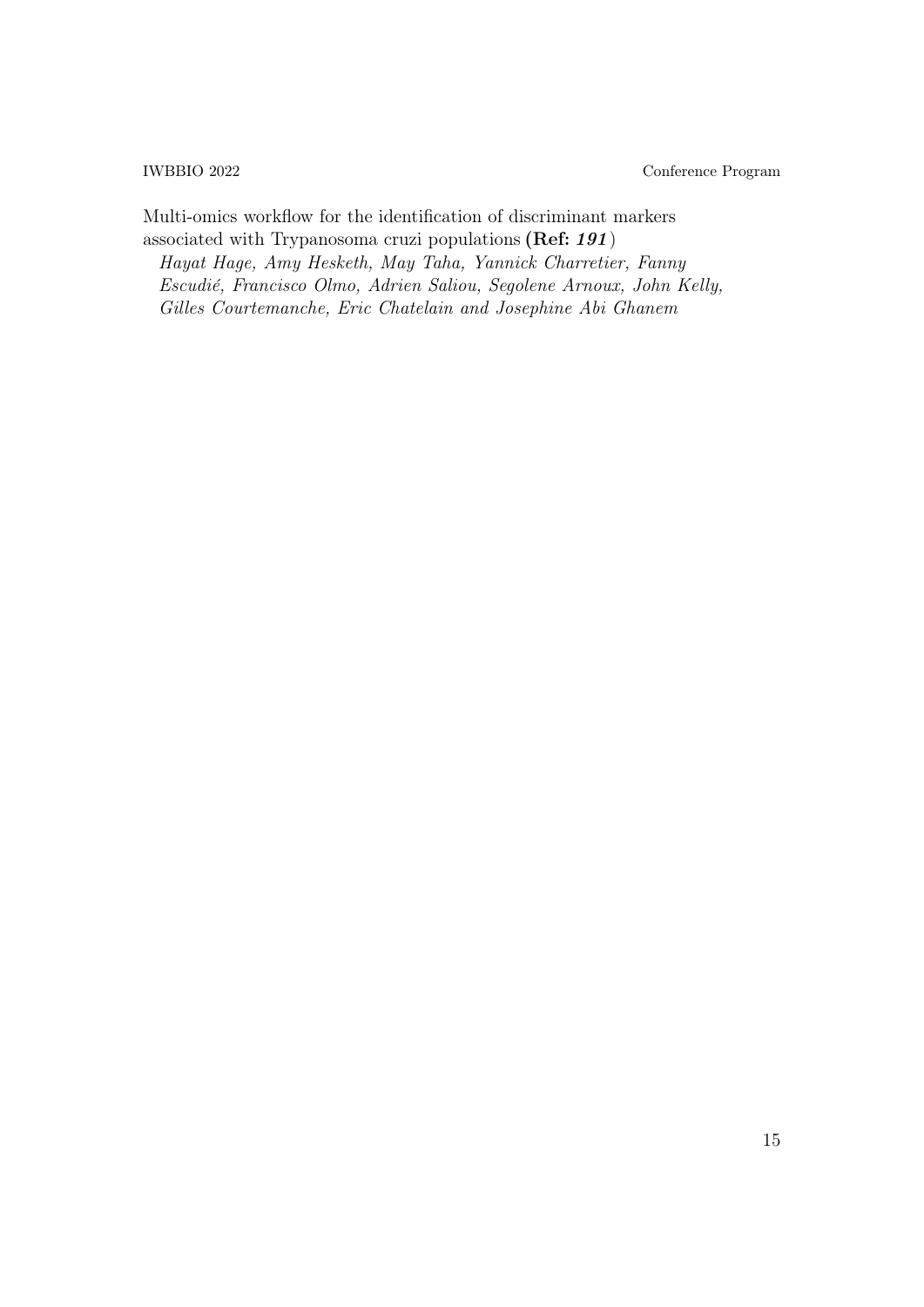Multi-omics workflow for the identification of discriminant markers associated with Trypanosoma cruzi populations **(Ref: *191*)**
*Hayat Hage, Amy Hesketh, May Taha, Yannick Charretier, Fanny Escudié, Francisco Olmo, Adrien Saliou, Segolene Arnoux, John Kelly, Gilles Courtemanche, Eric Chatelain and Josephine Abi Ghanem*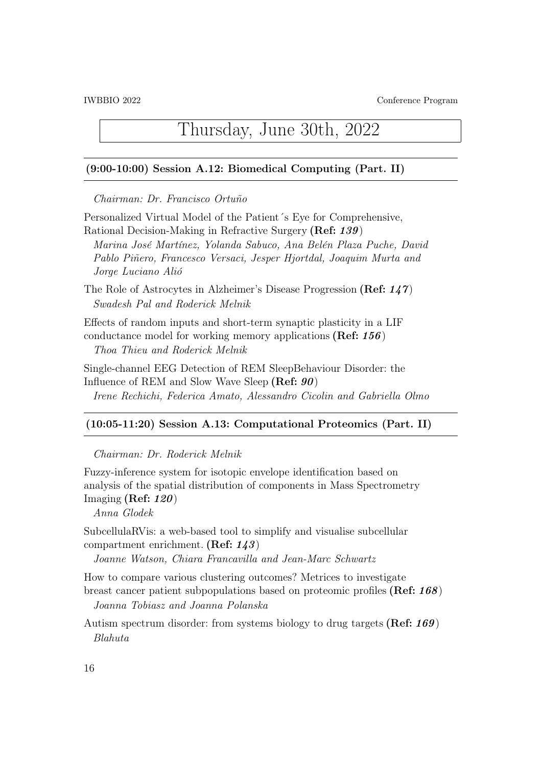# Thursday, June 30th, 2022

### (9:00-10:00) Session A.12: Biomedical Computing (Part. II)

*Chairman: Dr. Francisco Ortuño*

Personalized Virtual Model of the Patient´s Eye for Comprehensive, Rational Decision-Making in Refractive Surgery **(Ref: *139*)**
*Marina José Martínez, Yolanda Sabuco, Ana Belén Plaza Puche, David Pablo Piñero, Francesco Versaci, Jesper Hjortdal, Joaquim Murta and Jorge Luciano Alió*

The Role of Astrocytes in Alzheimer's Disease Progression **(Ref: *147*)**
*Swadesh Pal and Roderick Melnik*

Effects of random inputs and short-term synaptic plasticity in a LIF conductance model for working memory applications **(Ref: *156*)**
*Thoa Thieu and Roderick Melnik*

Single-channel EEG Detection of REM SleepBehaviour Disorder: the Influence of REM and Slow Wave Sleep **(Ref: *90*)**
*Irene Rechichi, Federica Amato, Alessandro Cicolin and Gabriella Olmo*

### (10:05-11:20) Session A.13: Computational Proteomics (Part. II)

*Chairman: Dr. Roderick Melnik*

Fuzzy-inference system for isotopic envelope identification based on analysis of the spatial distribution of components in Mass Spectrometry Imaging **(Ref: *120*)**
*Anna Glodek*

SubcellulaRVis: a web-based tool to simplify and visualise subcellular compartment enrichment. **(Ref: *143*)**
*Joanne Watson, Chiara Francavilla and Jean-Marc Schwartz*

How to compare various clustering outcomes? Metrices to investigate breast cancer patient subpopulations based on proteomic profiles **(Ref: *168*)**
*Joanna Tobiasz and Joanna Polanska*

Autism spectrum disorder: from systems biology to drug targets **(Ref: *169*)**
*Blahuta*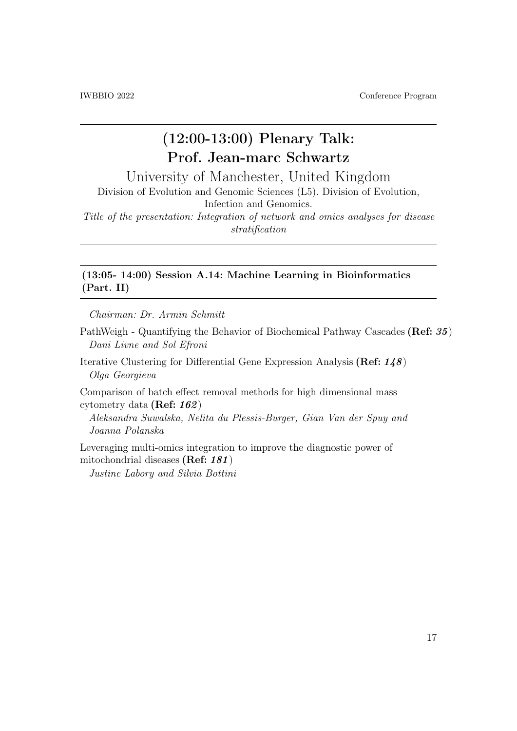## (12:00-13:00) Plenary Talk: Prof. Jean-marc Schwartz

University of Manchester, United Kingdom

Division of Evolution and Genomic Sciences (L5). Division of Evolution, Infection and Genomics.

*Title of the presentation: Integration of network and omics analyses for disease stratification*

---

### (13:05- 14:00) Session A.14: Machine Learning in Bioinformatics (Part. II)

*Chairman: Dr. Armin Schmitt*

PathWeigh - Quantifying the Behavior of Biochemical Pathway Cascades **(Ref: *35*)**
*Dani Livne and Sol Efroni*

Iterative Clustering for Differential Gene Expression Analysis **(Ref: *148*)**
*Olga Georgieva*

Comparison of batch effect removal methods for high dimensional mass cytometry data **(Ref: *162*)**
*Aleksandra Suwalska, Nelita du Plessis-Burger, Gian Van der Spuy and Joanna Polanska*

Leveraging multi-omics integration to improve the diagnostic power of mitochondrial diseases **(Ref: *181*)**
*Justine Labory and Silvia Bottini*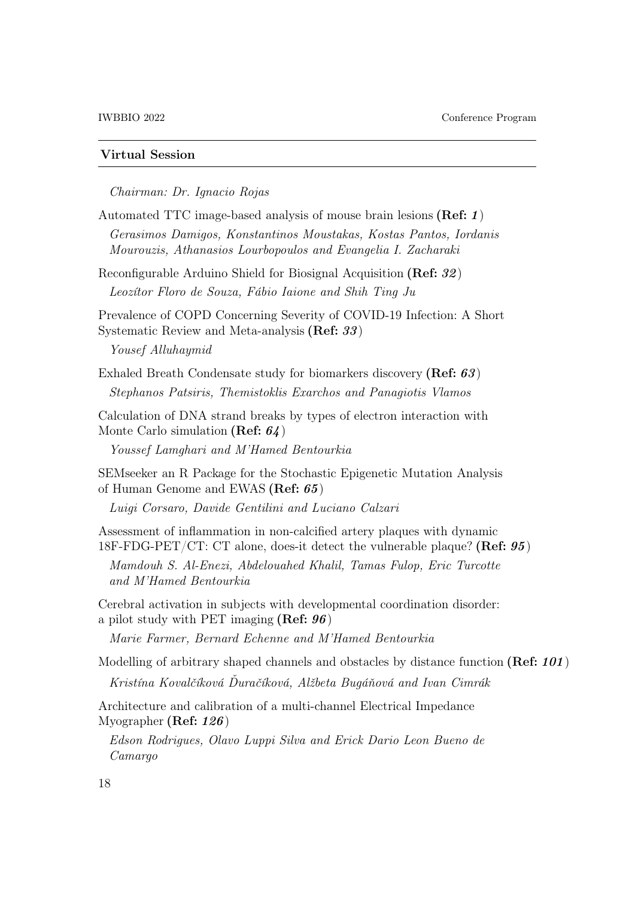## Virtual Session

*Chairman: Dr. Ignacio Rojas*

Automated TTC image-based analysis of mouse brain lesions **(Ref: *1*)**

*Gerasimos Damigos, Konstantinos Moustakas, Kostas Pantos, Iordanis Mourouzis, Athanasios Lourbopoulos and Evangelia I. Zacharaki*

Reconfigurable Arduino Shield for Biosignal Acquisition **(Ref: *32*)**

*Leozítor Floro de Souza, Fábio Iaione and Shih Ting Ju*

Prevalence of COPD Concerning Severity of COVID-19 Infection: A Short Systematic Review and Meta-analysis **(Ref: *33*)**

*Yousef Alluhaymid*

Exhaled Breath Condensate study for biomarkers discovery **(Ref: *63*)**

*Stephanos Patsiris, Themistoklis Exarchos and Panagiotis Vlamos*

Calculation of DNA strand breaks by types of electron interaction with Monte Carlo simulation **(Ref: *64*)**

*Youssef Lamghari and M'Hamed Bentourkia*

SEMseeker an R Package for the Stochastic Epigenetic Mutation Analysis of Human Genome and EWAS **(Ref: *65*)**

*Luigi Corsaro, Davide Gentilini and Luciano Calzari*

Assessment of inflammation in non-calcified artery plaques with dynamic 18F-FDG-PET/CT: CT alone, does-it detect the vulnerable plaque? **(Ref: *95*)**

*Mamdouh S. Al-Enezi, Abdelouahed Khalil, Tamas Fulop, Eric Turcotte and M'Hamed Bentourkia*

Cerebral activation in subjects with developmental coordination disorder: a pilot study with PET imaging **(Ref: *96*)**

*Marie Farmer, Bernard Echenne and M'Hamed Bentourkia*

Modelling of arbitrary shaped channels and obstacles by distance function **(Ref: *101*)**

*Kristína Kovalčíková Ďuračíková, Alžbeta Bugáňová and Ivan Cimrák*

Architecture and calibration of a multi-channel Electrical Impedance Myographer **(Ref: *126*)**

*Edson Rodrigues, Olavo Luppi Silva and Erick Dario Leon Bueno de Camargo*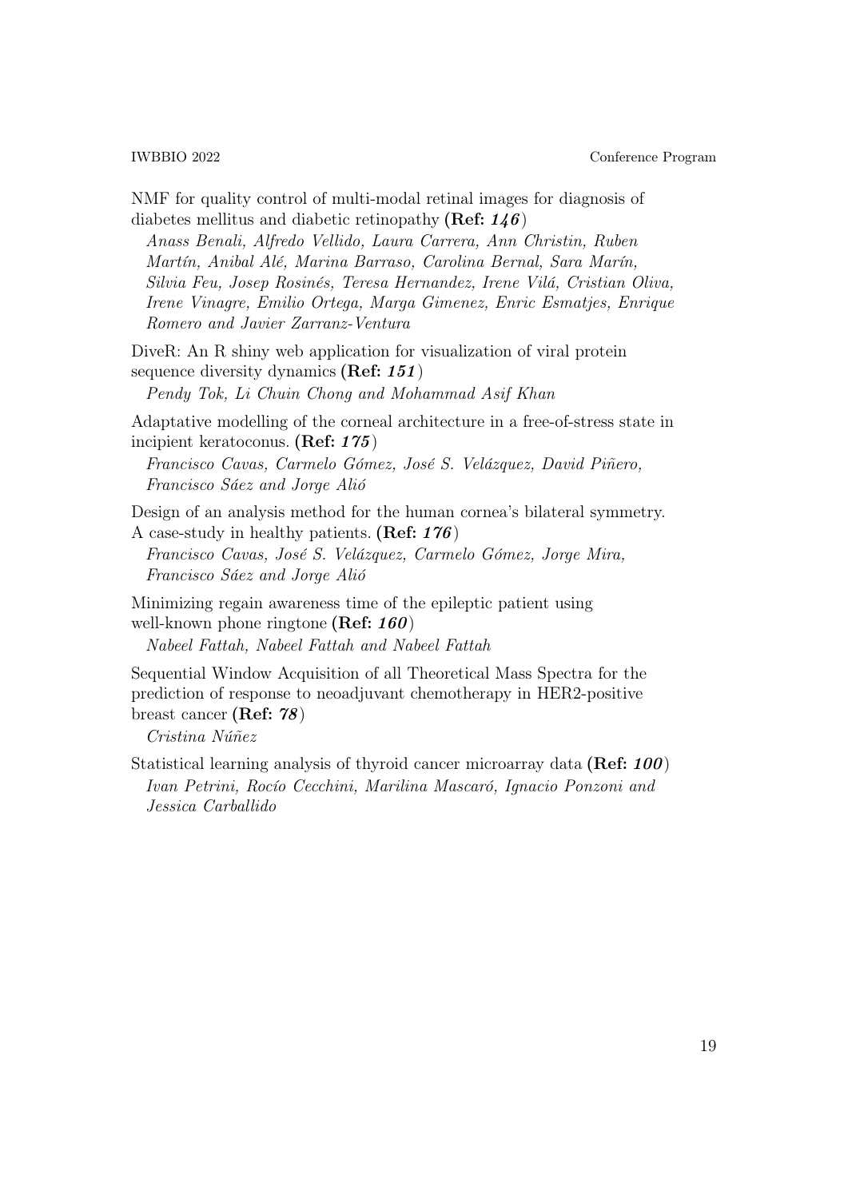NMF for quality control of multi-modal retinal images for diagnosis of diabetes mellitus and diabetic retinopathy **(Ref: *146*)**

*Anass Benali, Alfredo Vellido, Laura Carrera, Ann Christin, Ruben Martín, Anibal Alé, Marina Barraso, Carolina Bernal, Sara Marín, Silvia Feu, Josep Rosinés, Teresa Hernandez, Irene Vilá, Cristian Oliva, Irene Vinagre, Emilio Ortega, Marga Gimenez, Enric Esmatjes, Enrique Romero and Javier Zarranz-Ventura*

DiveR: An R shiny web application for visualization of viral protein sequence diversity dynamics **(Ref: *151*)**

*Pendy Tok, Li Chuin Chong and Mohammad Asif Khan*

Adaptative modelling of the corneal architecture in a free-of-stress state in incipient keratoconus. **(Ref: *175*)**

*Francisco Cavas, Carmelo Gómez, José S. Velázquez, David Piñero, Francisco Sáez and Jorge Alió*

Design of an analysis method for the human cornea's bilateral symmetry. A case-study in healthy patients. **(Ref: *176*)**

*Francisco Cavas, José S. Velázquez, Carmelo Gómez, Jorge Mira, Francisco Sáez and Jorge Alió*

Minimizing regain awareness time of the epileptic patient using well-known phone ringtone **(Ref: *160*)**

*Nabeel Fattah, Nabeel Fattah and Nabeel Fattah*

Sequential Window Acquisition of all Theoretical Mass Spectra for the prediction of response to neoadjuvant chemotherapy in HER2-positive breast cancer **(Ref: *78*)**

*Cristina Núñez*

Statistical learning analysis of thyroid cancer microarray data **(Ref: *100*)**

*Ivan Petrini, Rocío Cecchini, Marilina Mascaró, Ignacio Ponzoni and Jessica Carballido*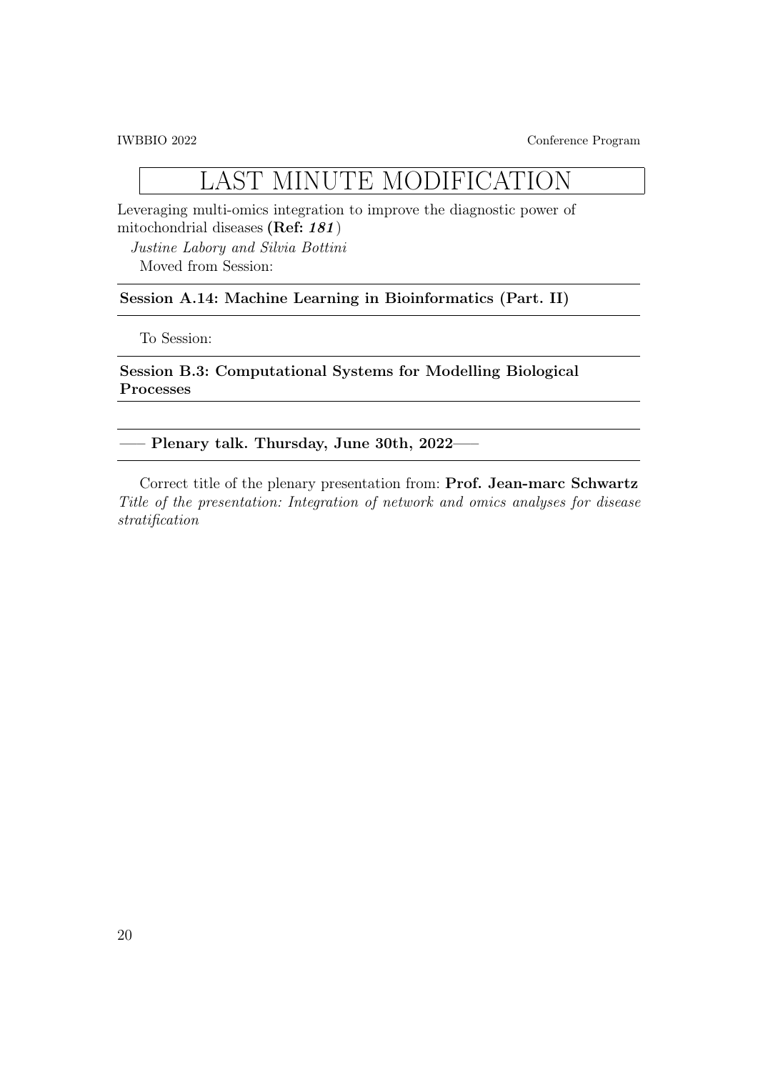# LAST MINUTE MODIFICATION

Leveraging multi-omics integration to improve the diagnostic power of mitochondrial diseases **(Ref: *181*)**

*Justine Labory and Silvia Bottini*

Moved from Session:

---

**Session A.14: Machine Learning in Bioinformatics (Part. II)**

---

To Session:

---

**Session B.3: Computational Systems for Modelling Biological Processes**

---

---

**—— Plenary talk. Thursday, June 30th, 2022——**

---

Correct title of the plenary presentation from: **Prof. Jean-marc Schwartz**
*Title of the presentation: Integration of network and omics analyses for disease stratification*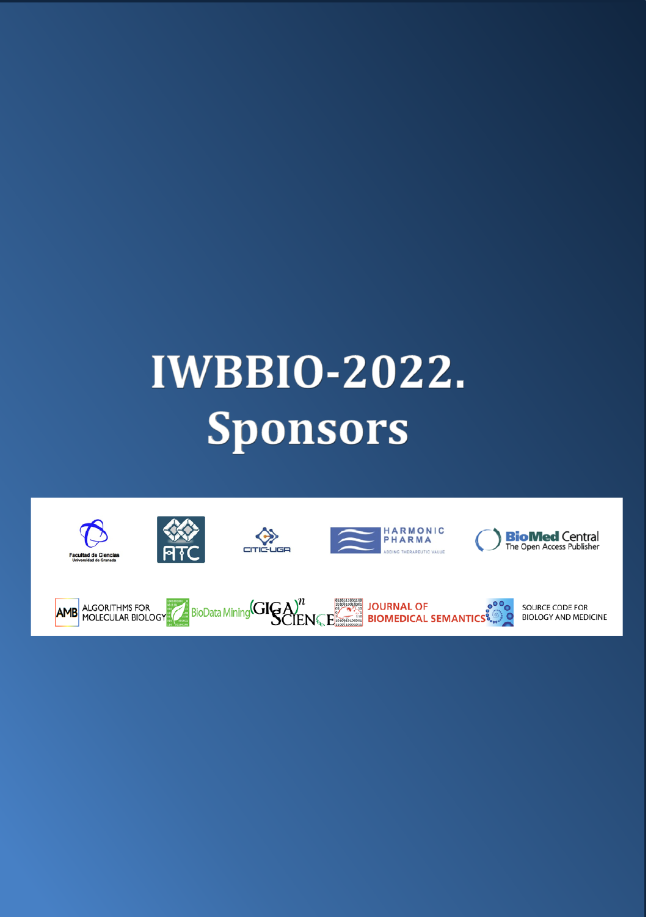# IWBBIO-2022. Sponsors

Facultad de Ciencias Universidad de Granada

ATC

CITIC-UGR

HARMONIC PHARMA ADDING THERAPEUTIC VALUE

BioMed Central The Open Access Publisher

AMB ALGORITHMS FOR MOLECULAR BIOLOGY

BioData Mining

GIGA SCIENCE

JOURNAL OF BIOMEDICAL SEMANTICS

SOURCE CODE FOR BIOLOGY AND MEDICINE